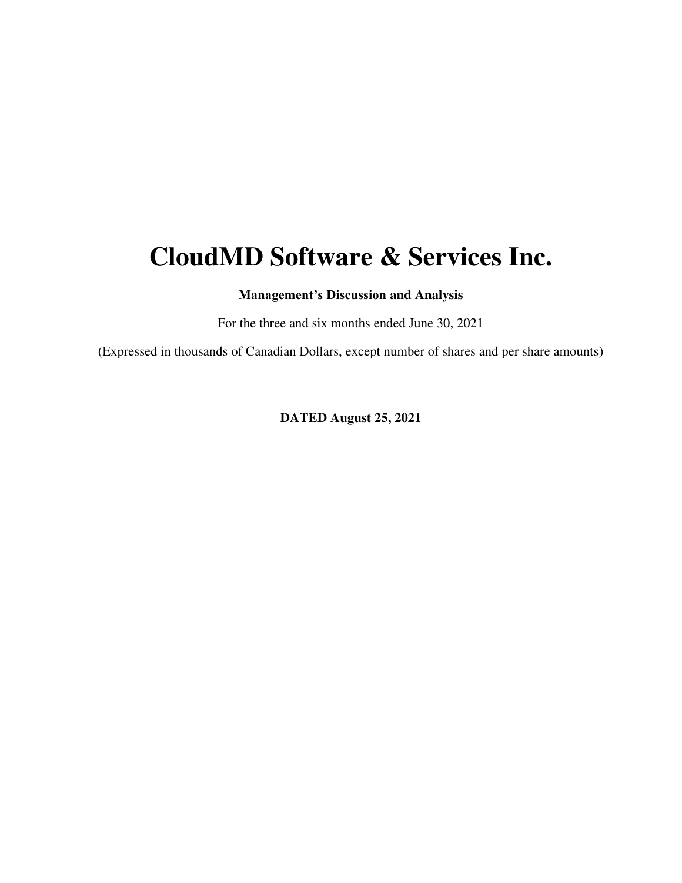# CloudMD Software & Services Inc.

**Management's Discussion and Analysis**

For the three and six months ended June 30, 2021

(Expressed in thousands of Canadian Dollars, except number of shares and per share amounts)

**DATED August 25, 2021**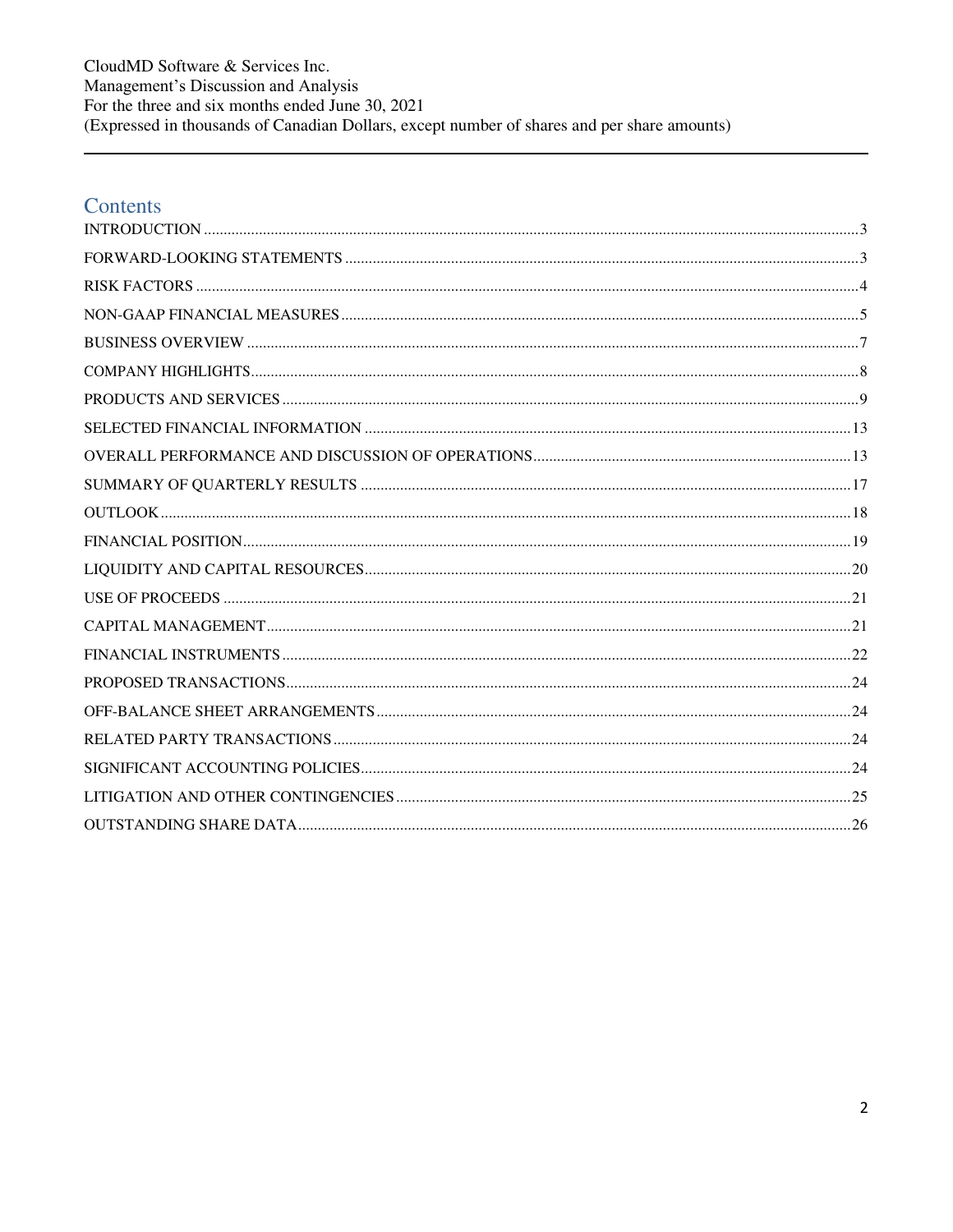## Contents

INTRODUCTION .......... 3

FORWARD-LOOKING STATEMENTS .......... 3

RISK FACTORS .......... 4

NON-GAAP FINANCIAL MEASURES .......... 5

BUSINESS OVERVIEW .......... 7

COMPANY HIGHLIGHTS .......... 8

PRODUCTS AND SERVICES .......... 9

SELECTED FINANCIAL INFORMATION .......... 13

OVERALL PERFORMANCE AND DISCUSSION OF OPERATIONS .......... 13

SUMMARY OF QUARTERLY RESULTS .......... 17

OUTLOOK .......... 18

FINANCIAL POSITION .......... 19

LIQUIDITY AND CAPITAL RESOURCES .......... 20

USE OF PROCEEDS .......... 21

CAPITAL MANAGEMENT .......... 21

FINANCIAL INSTRUMENTS .......... 22

PROPOSED TRANSACTIONS .......... 24

OFF-BALANCE SHEET ARRANGEMENTS .......... 24

RELATED PARTY TRANSACTIONS .......... 24

SIGNIFICANT ACCOUNTING POLICIES .......... 24

LITIGATION AND OTHER CONTINGENCIES .......... 25

OUTSTANDING SHARE DATA .......... 26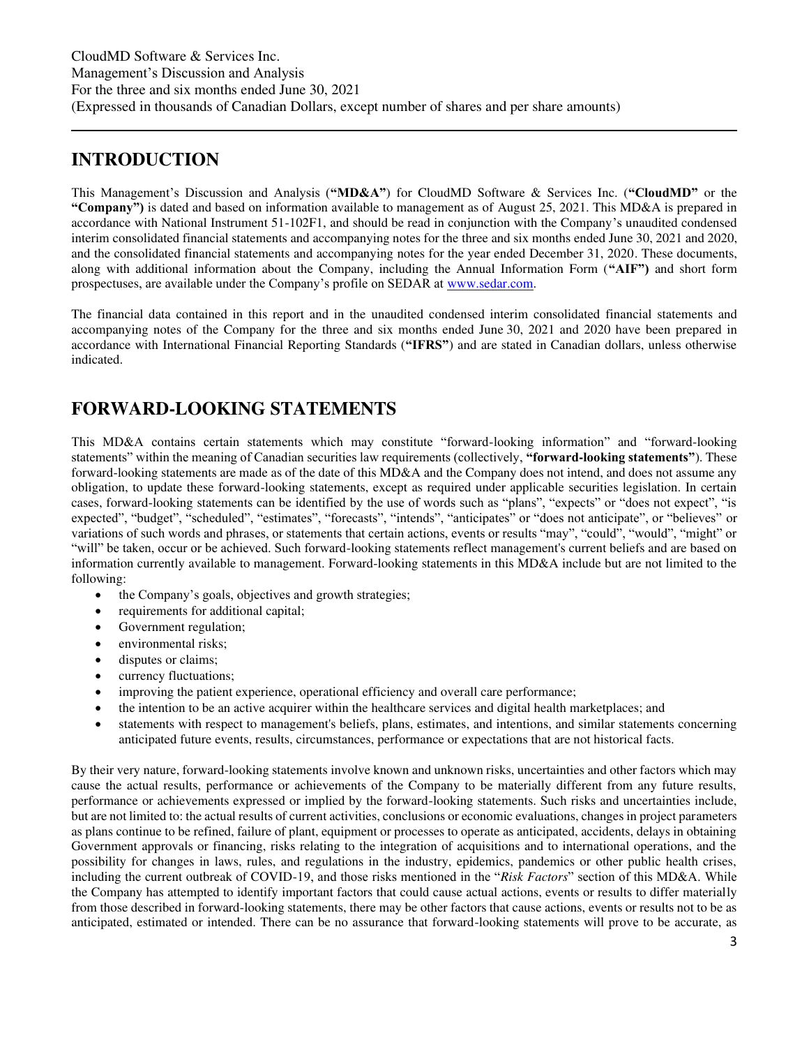# INTRODUCTION

This Management's Discussion and Analysis (**"MD&A"**) for CloudMD Software & Services Inc. (**"CloudMD"** or the **"Company")** is dated and based on information available to management as of August 25, 2021. This MD&A is prepared in accordance with National Instrument 51-102F1, and should be read in conjunction with the Company's unaudited condensed interim consolidated financial statements and accompanying notes for the three and six months ended June 30, 2021 and 2020, and the consolidated financial statements and accompanying notes for the year ended December 31, 2020. These documents, along with additional information about the Company, including the Annual Information Form (**"AIF")** and short form prospectuses, are available under the Company's profile on SEDAR at www.sedar.com.

The financial data contained in this report and in the unaudited condensed interim consolidated financial statements and accompanying notes of the Company for the three and six months ended June 30, 2021 and 2020 have been prepared in accordance with International Financial Reporting Standards (**"IFRS"**) and are stated in Canadian dollars, unless otherwise indicated.

# FORWARD-LOOKING STATEMENTS

This MD&A contains certain statements which may constitute "forward-looking information" and "forward-looking statements" within the meaning of Canadian securities law requirements (collectively, **"forward-looking statements"**). These forward-looking statements are made as of the date of this MD&A and the Company does not intend, and does not assume any obligation, to update these forward-looking statements, except as required under applicable securities legislation. In certain cases, forward-looking statements can be identified by the use of words such as "plans", "expects" or "does not expect", "is expected", "budget", "scheduled", "estimates", "forecasts", "intends", "anticipates" or "does not anticipate", or "believes" or variations of such words and phrases, or statements that certain actions, events or results "may", "could", "would", "might" or "will" be taken, occur or be achieved. Such forward-looking statements reflect management's current beliefs and are based on information currently available to management. Forward-looking statements in this MD&A include but are not limited to the following:

- the Company's goals, objectives and growth strategies;
- requirements for additional capital;
- Government regulation;
- environmental risks;
- disputes or claims;
- currency fluctuations;
- improving the patient experience, operational efficiency and overall care performance;
- the intention to be an active acquirer within the healthcare services and digital health marketplaces; and
- statements with respect to management's beliefs, plans, estimates, and intentions, and similar statements concerning anticipated future events, results, circumstances, performance or expectations that are not historical facts.

By their very nature, forward-looking statements involve known and unknown risks, uncertainties and other factors which may cause the actual results, performance or achievements of the Company to be materially different from any future results, performance or achievements expressed or implied by the forward-looking statements. Such risks and uncertainties include, but are not limited to: the actual results of current activities, conclusions or economic evaluations, changes in project parameters as plans continue to be refined, failure of plant, equipment or processes to operate as anticipated, accidents, delays in obtaining Government approvals or financing, risks relating to the integration of acquisitions and to international operations, and the possibility for changes in laws, rules, and regulations in the industry, epidemics, pandemics or other public health crises, including the current outbreak of COVID-19, and those risks mentioned in the "*Risk Factors*" section of this MD&A. While the Company has attempted to identify important factors that could cause actual actions, events or results to differ materially from those described in forward-looking statements, there may be other factors that cause actions, events or results not to be as anticipated, estimated or intended. There can be no assurance that forward-looking statements will prove to be accurate, as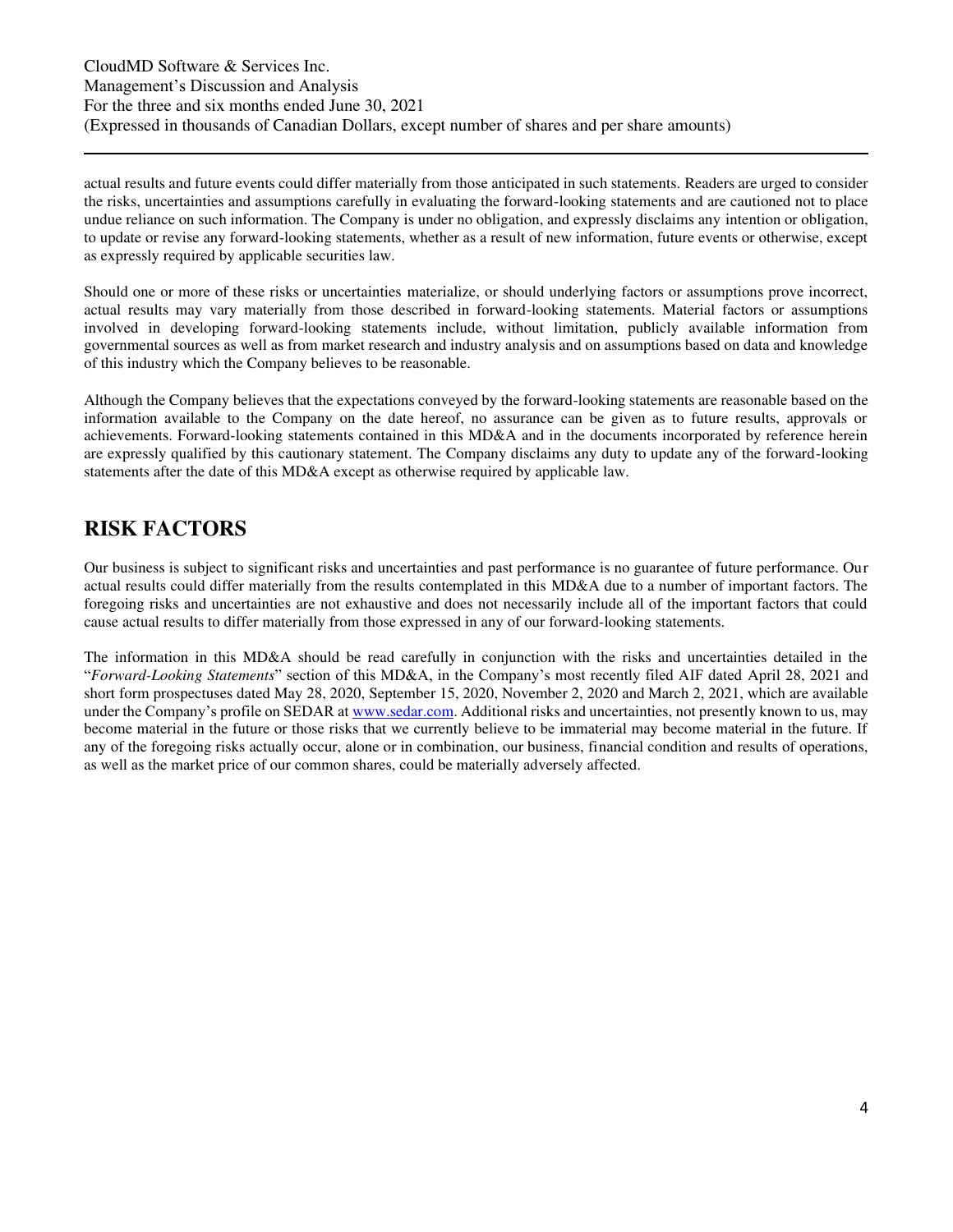actual results and future events could differ materially from those anticipated in such statements. Readers are urged to consider the risks, uncertainties and assumptions carefully in evaluating the forward-looking statements and are cautioned not to place undue reliance on such information. The Company is under no obligation, and expressly disclaims any intention or obligation, to update or revise any forward-looking statements, whether as a result of new information, future events or otherwise, except as expressly required by applicable securities law.

Should one or more of these risks or uncertainties materialize, or should underlying factors or assumptions prove incorrect, actual results may vary materially from those described in forward-looking statements. Material factors or assumptions involved in developing forward-looking statements include, without limitation, publicly available information from governmental sources as well as from market research and industry analysis and on assumptions based on data and knowledge of this industry which the Company believes to be reasonable.

Although the Company believes that the expectations conveyed by the forward-looking statements are reasonable based on the information available to the Company on the date hereof, no assurance can be given as to future results, approvals or achievements. Forward-looking statements contained in this MD&A and in the documents incorporated by reference herein are expressly qualified by this cautionary statement. The Company disclaims any duty to update any of the forward-looking statements after the date of this MD&A except as otherwise required by applicable law.

# RISK FACTORS

Our business is subject to significant risks and uncertainties and past performance is no guarantee of future performance. Our actual results could differ materially from the results contemplated in this MD&A due to a number of important factors. The foregoing risks and uncertainties are not exhaustive and does not necessarily include all of the important factors that could cause actual results to differ materially from those expressed in any of our forward-looking statements.

The information in this MD&A should be read carefully in conjunction with the risks and uncertainties detailed in the "*Forward-Looking Statements*" section of this MD&A, in the Company's most recently filed AIF dated April 28, 2021 and short form prospectuses dated May 28, 2020, September 15, 2020, November 2, 2020 and March 2, 2021, which are available under the Company's profile on SEDAR at [www.sedar.com](http://www.sedar.com). Additional risks and uncertainties, not presently known to us, may become material in the future or those risks that we currently believe to be immaterial may become material in the future. If any of the foregoing risks actually occur, alone or in combination, our business, financial condition and results of operations, as well as the market price of our common shares, could be materially adversely affected.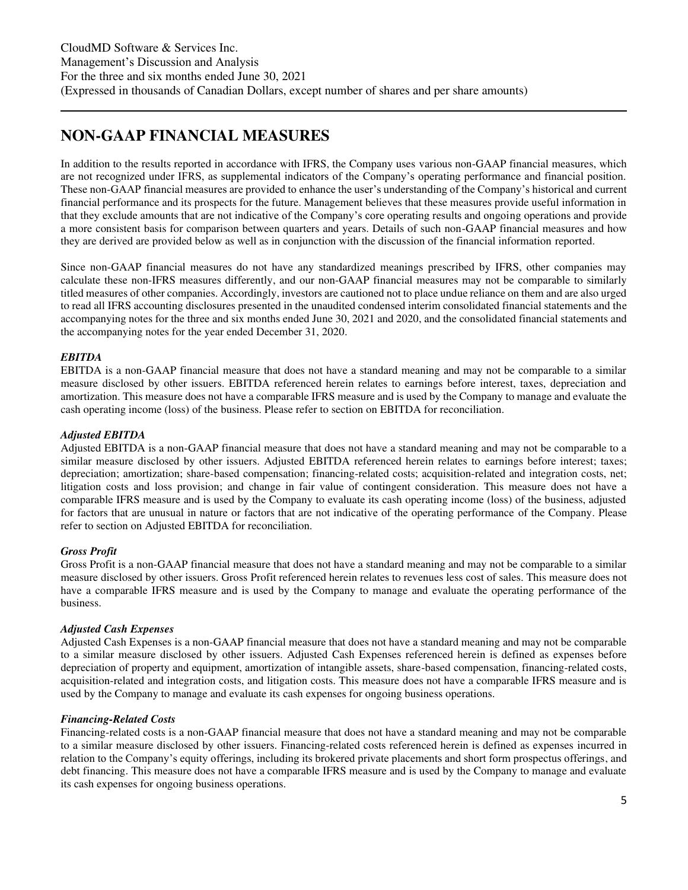# NON-GAAP FINANCIAL MEASURES

In addition to the results reported in accordance with IFRS, the Company uses various non-GAAP financial measures, which are not recognized under IFRS, as supplemental indicators of the Company's operating performance and financial position. These non-GAAP financial measures are provided to enhance the user's understanding of the Company's historical and current financial performance and its prospects for the future. Management believes that these measures provide useful information in that they exclude amounts that are not indicative of the Company's core operating results and ongoing operations and provide a more consistent basis for comparison between quarters and years. Details of such non-GAAP financial measures and how they are derived are provided below as well as in conjunction with the discussion of the financial information reported.

Since non-GAAP financial measures do not have any standardized meanings prescribed by IFRS, other companies may calculate these non-IFRS measures differently, and our non-GAAP financial measures may not be comparable to similarly titled measures of other companies. Accordingly, investors are cautioned not to place undue reliance on them and are also urged to read all IFRS accounting disclosures presented in the unaudited condensed interim consolidated financial statements and the accompanying notes for the three and six months ended June 30, 2021 and 2020, and the consolidated financial statements and the accompanying notes for the year ended December 31, 2020.

### *EBITDA*

EBITDA is a non-GAAP financial measure that does not have a standard meaning and may not be comparable to a similar measure disclosed by other issuers. EBITDA referenced herein relates to earnings before interest, taxes, depreciation and amortization. This measure does not have a comparable IFRS measure and is used by the Company to manage and evaluate the cash operating income (loss) of the business. Please refer to section on EBITDA for reconciliation.

### *Adjusted EBITDA*

Adjusted EBITDA is a non-GAAP financial measure that does not have a standard meaning and may not be comparable to a similar measure disclosed by other issuers. Adjusted EBITDA referenced herein relates to earnings before interest; taxes; depreciation; amortization; share-based compensation; financing-related costs; acquisition-related and integration costs, net; litigation costs and loss provision; and change in fair value of contingent consideration. This measure does not have a comparable IFRS measure and is used by the Company to evaluate its cash operating income (loss) of the business, adjusted for factors that are unusual in nature or factors that are not indicative of the operating performance of the Company. Please refer to section on Adjusted EBITDA for reconciliation.

### *Gross Profit*

Gross Profit is a non-GAAP financial measure that does not have a standard meaning and may not be comparable to a similar measure disclosed by other issuers. Gross Profit referenced herein relates to revenues less cost of sales. This measure does not have a comparable IFRS measure and is used by the Company to manage and evaluate the operating performance of the business.

### *Adjusted Cash Expenses*

Adjusted Cash Expenses is a non-GAAP financial measure that does not have a standard meaning and may not be comparable to a similar measure disclosed by other issuers. Adjusted Cash Expenses referenced herein is defined as expenses before depreciation of property and equipment, amortization of intangible assets, share-based compensation, financing-related costs, acquisition-related and integration costs, and litigation costs. This measure does not have a comparable IFRS measure and is used by the Company to manage and evaluate its cash expenses for ongoing business operations.

### *Financing-Related Costs*

Financing-related costs is a non-GAAP financial measure that does not have a standard meaning and may not be comparable to a similar measure disclosed by other issuers. Financing-related costs referenced herein is defined as expenses incurred in relation to the Company's equity offerings, including its brokered private placements and short form prospectus offerings, and debt financing. This measure does not have a comparable IFRS measure and is used by the Company to manage and evaluate its cash expenses for ongoing business operations.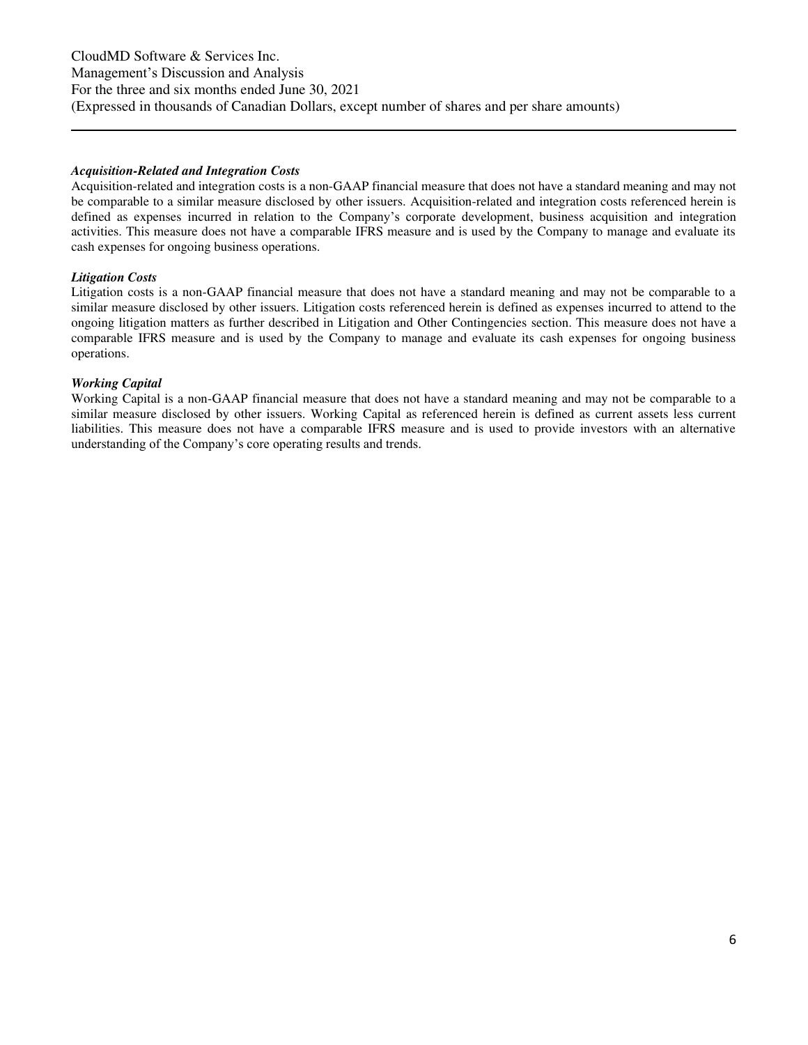### *Acquisition-Related and Integration Costs*

Acquisition-related and integration costs is a non-GAAP financial measure that does not have a standard meaning and may not be comparable to a similar measure disclosed by other issuers. Acquisition-related and integration costs referenced herein is defined as expenses incurred in relation to the Company's corporate development, business acquisition and integration activities. This measure does not have a comparable IFRS measure and is used by the Company to manage and evaluate its cash expenses for ongoing business operations.

### *Litigation Costs*

Litigation costs is a non-GAAP financial measure that does not have a standard meaning and may not be comparable to a similar measure disclosed by other issuers. Litigation costs referenced herein is defined as expenses incurred to attend to the ongoing litigation matters as further described in Litigation and Other Contingencies section. This measure does not have a comparable IFRS measure and is used by the Company to manage and evaluate its cash expenses for ongoing business operations.

### *Working Capital*

Working Capital is a non-GAAP financial measure that does not have a standard meaning and may not be comparable to a similar measure disclosed by other issuers. Working Capital as referenced herein is defined as current assets less current liabilities. This measure does not have a comparable IFRS measure and is used to provide investors with an alternative understanding of the Company's core operating results and trends.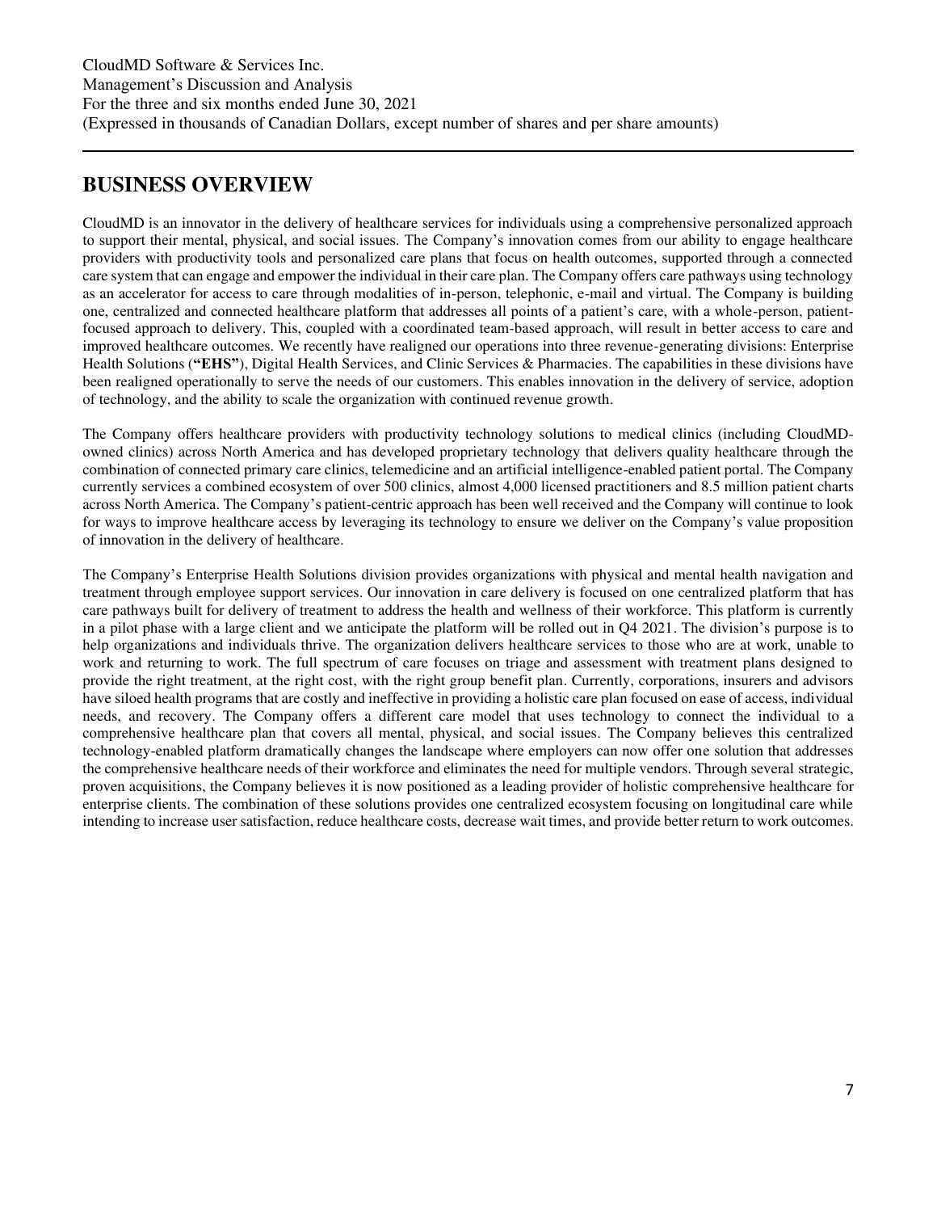# BUSINESS OVERVIEW

CloudMD is an innovator in the delivery of healthcare services for individuals using a comprehensive personalized approach to support their mental, physical, and social issues. The Company's innovation comes from our ability to engage healthcare providers with productivity tools and personalized care plans that focus on health outcomes, supported through a connected care system that can engage and empower the individual in their care plan. The Company offers care pathways using technology as an accelerator for access to care through modalities of in-person, telephonic, e-mail and virtual. The Company is building one, centralized and connected healthcare platform that addresses all points of a patient's care, with a whole-person, patient-focused approach to delivery. This, coupled with a coordinated team-based approach, will result in better access to care and improved healthcare outcomes. We recently have realigned our operations into three revenue-generating divisions: Enterprise Health Solutions (**"EHS"**), Digital Health Services, and Clinic Services & Pharmacies. The capabilities in these divisions have been realigned operationally to serve the needs of our customers. This enables innovation in the delivery of service, adoption of technology, and the ability to scale the organization with continued revenue growth.

The Company offers healthcare providers with productivity technology solutions to medical clinics (including CloudMD-owned clinics) across North America and has developed proprietary technology that delivers quality healthcare through the combination of connected primary care clinics, telemedicine and an artificial intelligence-enabled patient portal. The Company currently services a combined ecosystem of over 500 clinics, almost 4,000 licensed practitioners and 8.5 million patient charts across North America. The Company's patient-centric approach has been well received and the Company will continue to look for ways to improve healthcare access by leveraging its technology to ensure we deliver on the Company's value proposition of innovation in the delivery of healthcare.

The Company's Enterprise Health Solutions division provides organizations with physical and mental health navigation and treatment through employee support services. Our innovation in care delivery is focused on one centralized platform that has care pathways built for delivery of treatment to address the health and wellness of their workforce. This platform is currently in a pilot phase with a large client and we anticipate the platform will be rolled out in Q4 2021. The division's purpose is to help organizations and individuals thrive. The organization delivers healthcare services to those who are at work, unable to work and returning to work. The full spectrum of care focuses on triage and assessment with treatment plans designed to provide the right treatment, at the right cost, with the right group benefit plan. Currently, corporations, insurers and advisors have siloed health programs that are costly and ineffective in providing a holistic care plan focused on ease of access, individual needs, and recovery. The Company offers a different care model that uses technology to connect the individual to a comprehensive healthcare plan that covers all mental, physical, and social issues. The Company believes this centralized technology-enabled platform dramatically changes the landscape where employers can now offer one solution that addresses the comprehensive healthcare needs of their workforce and eliminates the need for multiple vendors. Through several strategic, proven acquisitions, the Company believes it is now positioned as a leading provider of holistic comprehensive healthcare for enterprise clients. The combination of these solutions provides one centralized ecosystem focusing on longitudinal care while intending to increase user satisfaction, reduce healthcare costs, decrease wait times, and provide better return to work outcomes.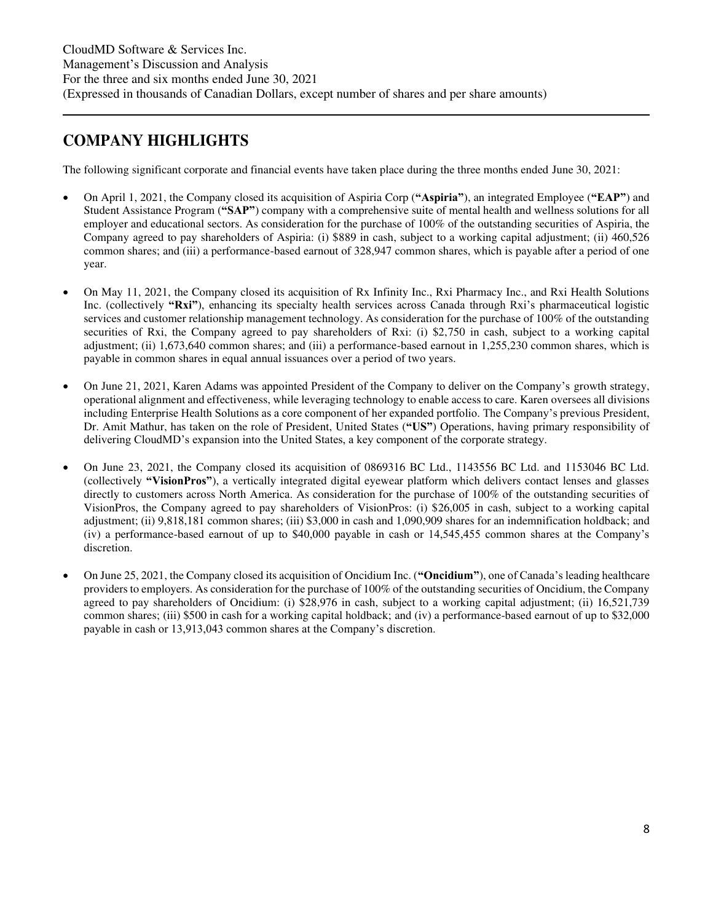# COMPANY HIGHLIGHTS

The following significant corporate and financial events have taken place during the three months ended June 30, 2021:

- On April 1, 2021, the Company closed its acquisition of Aspiria Corp (**"Aspiria"**), an integrated Employee (**"EAP"**) and Student Assistance Program (**"SAP"**) company with a comprehensive suite of mental health and wellness solutions for all employer and educational sectors. As consideration for the purchase of 100% of the outstanding securities of Aspiria, the Company agreed to pay shareholders of Aspiria: (i) $889 in cash, subject to a working capital adjustment; (ii) 460,526 common shares; and (iii) a performance-based earnout of 328,947 common shares, which is payable after a period of one year.

- On May 11, 2021, the Company closed its acquisition of Rx Infinity Inc., Rxi Pharmacy Inc., and Rxi Health Solutions Inc. (collectively **"Rxi"**), enhancing its specialty health services across Canada through Rxi's pharmaceutical logistic services and customer relationship management technology. As consideration for the purchase of 100% of the outstanding securities of Rxi, the Company agreed to pay shareholders of Rxi: (i) $2,750 in cash, subject to a working capital adjustment; (ii) 1,673,640 common shares; and (iii) a performance-based earnout in 1,255,230 common shares, which is payable in common shares in equal annual issuances over a period of two years.

- On June 21, 2021, Karen Adams was appointed President of the Company to deliver on the Company's growth strategy, operational alignment and effectiveness, while leveraging technology to enable access to care. Karen oversees all divisions including Enterprise Health Solutions as a core component of her expanded portfolio. The Company's previous President, Dr. Amit Mathur, has taken on the role of President, United States (**"US"**) Operations, having primary responsibility of delivering CloudMD's expansion into the United States, a key component of the corporate strategy.

- On June 23, 2021, the Company closed its acquisition of 0869316 BC Ltd., 1143556 BC Ltd. and 1153046 BC Ltd. (collectively **"VisionPros"**), a vertically integrated digital eyewear platform which delivers contact lenses and glasses directly to customers across North America. As consideration for the purchase of 100% of the outstanding securities of VisionPros, the Company agreed to pay shareholders of VisionPros: (i) $26,005 in cash, subject to a working capital adjustment; (ii) 9,818,181 common shares; (iii) $3,000 in cash and 1,090,909 shares for an indemnification holdback; and (iv) a performance-based earnout of up to $40,000 payable in cash or 14,545,455 common shares at the Company's discretion.

- On June 25, 2021, the Company closed its acquisition of Oncidium Inc. (**"Oncidium"**), one of Canada's leading healthcare providers to employers. As consideration for the purchase of 100% of the outstanding securities of Oncidium, the Company agreed to pay shareholders of Oncidium: (i) $28,976 in cash, subject to a working capital adjustment; (ii) 16,521,739 common shares; (iii) $500 in cash for a working capital holdback; and (iv) a performance-based earnout of up to $32,000 payable in cash or 13,913,043 common shares at the Company's discretion.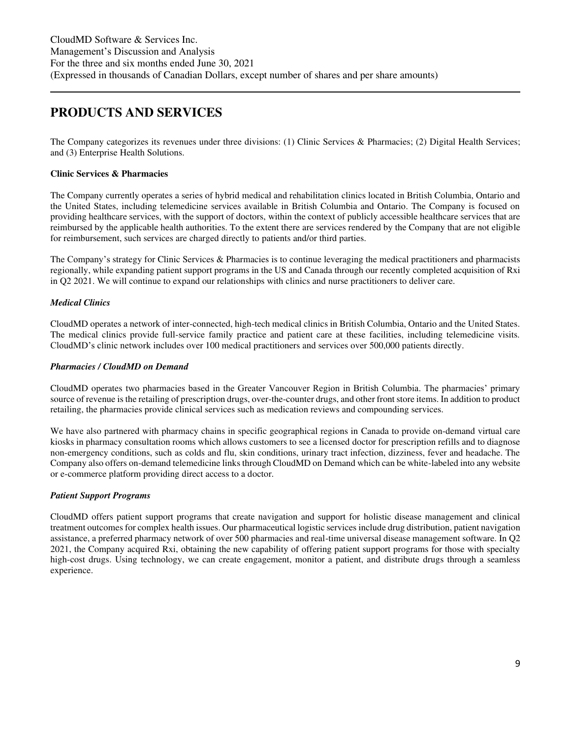## PRODUCTS AND SERVICES

The Company categorizes its revenues under three divisions: (1) Clinic Services & Pharmacies; (2) Digital Health Services; and (3) Enterprise Health Solutions.

**Clinic Services & Pharmacies**

The Company currently operates a series of hybrid medical and rehabilitation clinics located in British Columbia, Ontario and the United States, including telemedicine services available in British Columbia and Ontario. The Company is focused on providing healthcare services, with the support of doctors, within the context of publicly accessible healthcare services that are reimbursed by the applicable health authorities. To the extent there are services rendered by the Company that are not eligible for reimbursement, such services are charged directly to patients and/or third parties.

The Company's strategy for Clinic Services & Pharmacies is to continue leveraging the medical practitioners and pharmacists regionally, while expanding patient support programs in the US and Canada through our recently completed acquisition of Rxi in Q2 2021. We will continue to expand our relationships with clinics and nurse practitioners to deliver care.

***Medical Clinics***

CloudMD operates a network of inter-connected, high-tech medical clinics in British Columbia, Ontario and the United States. The medical clinics provide full-service family practice and patient care at these facilities, including telemedicine visits. CloudMD's clinic network includes over 100 medical practitioners and services over 500,000 patients directly.

***Pharmacies / CloudMD on Demand***

CloudMD operates two pharmacies based in the Greater Vancouver Region in British Columbia. The pharmacies' primary source of revenue is the retailing of prescription drugs, over-the-counter drugs, and other front store items. In addition to product retailing, the pharmacies provide clinical services such as medication reviews and compounding services.

We have also partnered with pharmacy chains in specific geographical regions in Canada to provide on-demand virtual care kiosks in pharmacy consultation rooms which allows customers to see a licensed doctor for prescription refills and to diagnose non-emergency conditions, such as colds and flu, skin conditions, urinary tract infection, dizziness, fever and headache. The Company also offers on-demand telemedicine links through CloudMD on Demand which can be white-labeled into any website or e-commerce platform providing direct access to a doctor.

***Patient Support Programs***

CloudMD offers patient support programs that create navigation and support for holistic disease management and clinical treatment outcomes for complex health issues. Our pharmaceutical logistic services include drug distribution, patient navigation assistance, a preferred pharmacy network of over 500 pharmacies and real-time universal disease management software. In Q2 2021, the Company acquired Rxi, obtaining the new capability of offering patient support programs for those with specialty high-cost drugs. Using technology, we can create engagement, monitor a patient, and distribute drugs through a seamless experience.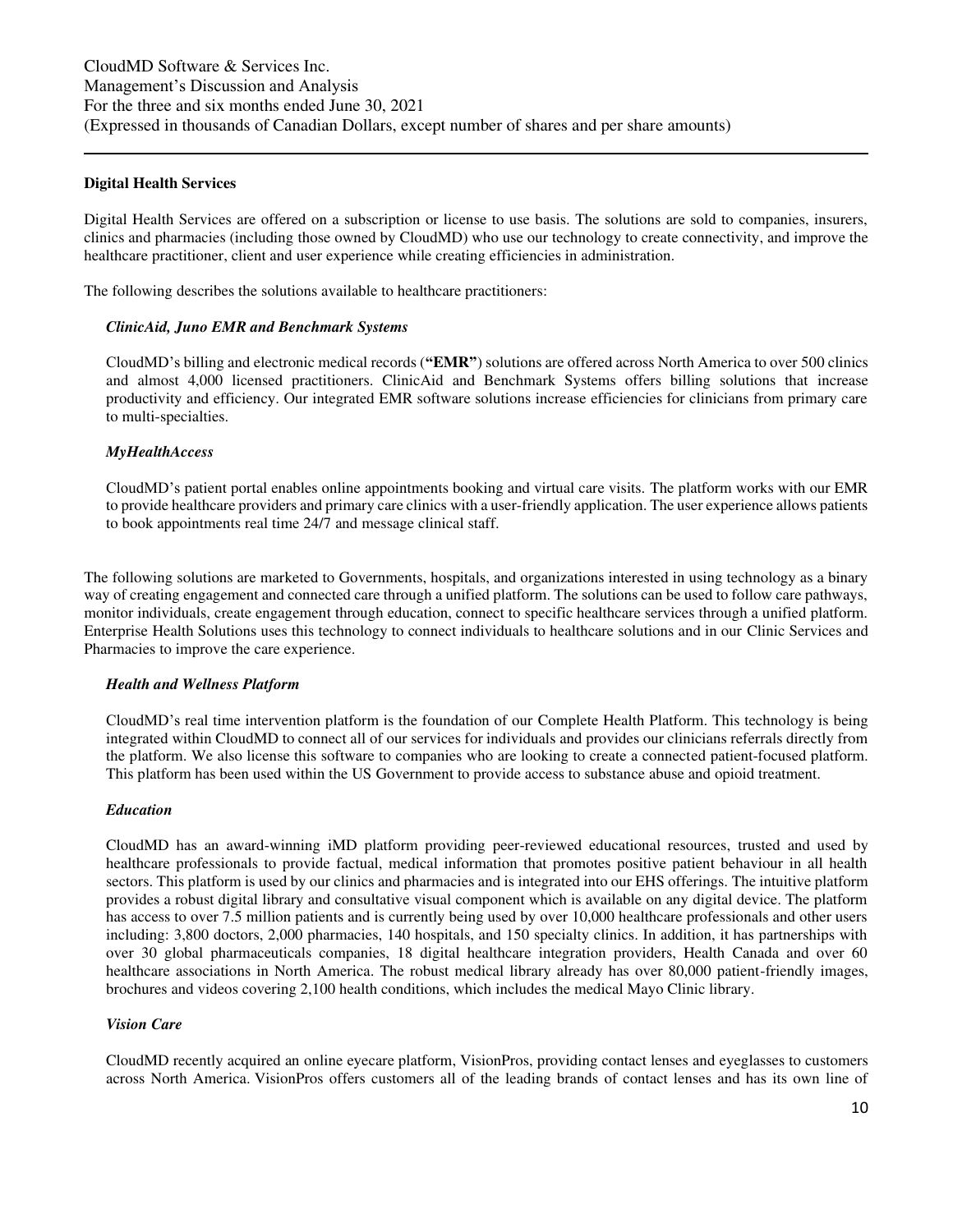### Digital Health Services

Digital Health Services are offered on a subscription or license to use basis. The solutions are sold to companies, insurers, clinics and pharmacies (including those owned by CloudMD) who use our technology to create connectivity, and improve the healthcare practitioner, client and user experience while creating efficiencies in administration.

The following describes the solutions available to healthcare practitioners:

***ClinicAid, Juno EMR and Benchmark Systems***

CloudMD's billing and electronic medical records (**"EMR"**) solutions are offered across North America to over 500 clinics and almost 4,000 licensed practitioners. ClinicAid and Benchmark Systems offers billing solutions that increase productivity and efficiency. Our integrated EMR software solutions increase efficiencies for clinicians from primary care to multi-specialties.

***MyHealthAccess***

CloudMD's patient portal enables online appointments booking and virtual care visits. The platform works with our EMR to provide healthcare providers and primary care clinics with a user-friendly application. The user experience allows patients to book appointments real time 24/7 and message clinical staff.

The following solutions are marketed to Governments, hospitals, and organizations interested in using technology as a binary way of creating engagement and connected care through a unified platform. The solutions can be used to follow care pathways, monitor individuals, create engagement through education, connect to specific healthcare services through a unified platform. Enterprise Health Solutions uses this technology to connect individuals to healthcare solutions and in our Clinic Services and Pharmacies to improve the care experience.

***Health and Wellness Platform***

CloudMD's real time intervention platform is the foundation of our Complete Health Platform. This technology is being integrated within CloudMD to connect all of our services for individuals and provides our clinicians referrals directly from the platform. We also license this software to companies who are looking to create a connected patient-focused platform. This platform has been used within the US Government to provide access to substance abuse and opioid treatment.

***Education***

CloudMD has an award-winning iMD platform providing peer-reviewed educational resources, trusted and used by healthcare professionals to provide factual, medical information that promotes positive patient behaviour in all health sectors. This platform is used by our clinics and pharmacies and is integrated into our EHS offerings. The intuitive platform provides a robust digital library and consultative visual component which is available on any digital device. The platform has access to over 7.5 million patients and is currently being used by over 10,000 healthcare professionals and other users including: 3,800 doctors, 2,000 pharmacies, 140 hospitals, and 150 specialty clinics. In addition, it has partnerships with over 30 global pharmaceuticals companies, 18 digital healthcare integration providers, Health Canada and over 60 healthcare associations in North America. The robust medical library already has over 80,000 patient-friendly images, brochures and videos covering 2,100 health conditions, which includes the medical Mayo Clinic library.

***Vision Care***

CloudMD recently acquired an online eyecare platform, VisionPros, providing contact lenses and eyeglasses to customers across North America. VisionPros offers customers all of the leading brands of contact lenses and has its own line of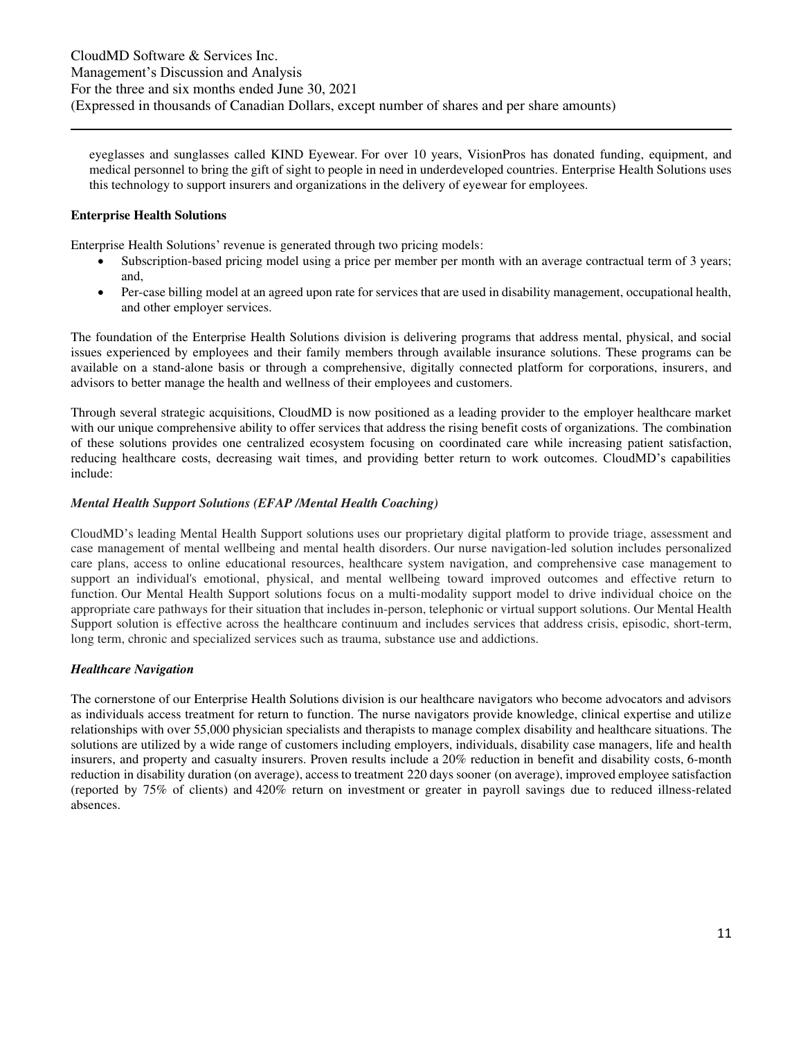eyeglasses and sunglasses called KIND Eyewear. For over 10 years, VisionPros has donated funding, equipment, and medical personnel to bring the gift of sight to people in need in underdeveloped countries. Enterprise Health Solutions uses this technology to support insurers and organizations in the delivery of eyewear for employees.

**Enterprise Health Solutions**

Enterprise Health Solutions' revenue is generated through two pricing models:

- Subscription-based pricing model using a price per member per month with an average contractual term of 3 years; and,
- Per-case billing model at an agreed upon rate for services that are used in disability management, occupational health, and other employer services.

The foundation of the Enterprise Health Solutions division is delivering programs that address mental, physical, and social issues experienced by employees and their family members through available insurance solutions. These programs can be available on a stand-alone basis or through a comprehensive, digitally connected platform for corporations, insurers, and advisors to better manage the health and wellness of their employees and customers.

Through several strategic acquisitions, CloudMD is now positioned as a leading provider to the employer healthcare market with our unique comprehensive ability to offer services that address the rising benefit costs of organizations. The combination of these solutions provides one centralized ecosystem focusing on coordinated care while increasing patient satisfaction, reducing healthcare costs, decreasing wait times, and providing better return to work outcomes. CloudMD's capabilities include:

***Mental Health Support Solutions (EFAP /Mental Health Coaching)***

CloudMD's leading Mental Health Support solutions uses our proprietary digital platform to provide triage, assessment and case management of mental wellbeing and mental health disorders. Our nurse navigation-led solution includes personalized care plans, access to online educational resources, healthcare system navigation, and comprehensive case management to support an individual's emotional, physical, and mental wellbeing toward improved outcomes and effective return to function. Our Mental Health Support solutions focus on a multi-modality support model to drive individual choice on the appropriate care pathways for their situation that includes in-person, telephonic or virtual support solutions. Our Mental Health Support solution is effective across the healthcare continuum and includes services that address crisis, episodic, short-term, long term, chronic and specialized services such as trauma, substance use and addictions.

***Healthcare Navigation***

The cornerstone of our Enterprise Health Solutions division is our healthcare navigators who become advocators and advisors as individuals access treatment for return to function. The nurse navigators provide knowledge, clinical expertise and utilize relationships with over 55,000 physician specialists and therapists to manage complex disability and healthcare situations. The solutions are utilized by a wide range of customers including employers, individuals, disability case managers, life and health insurers, and property and casualty insurers. Proven results include a 20% reduction in benefit and disability costs, 6-month reduction in disability duration (on average), access to treatment 220 days sooner (on average), improved employee satisfaction (reported by 75% of clients) and 420% return on investment or greater in payroll savings due to reduced illness-related absences.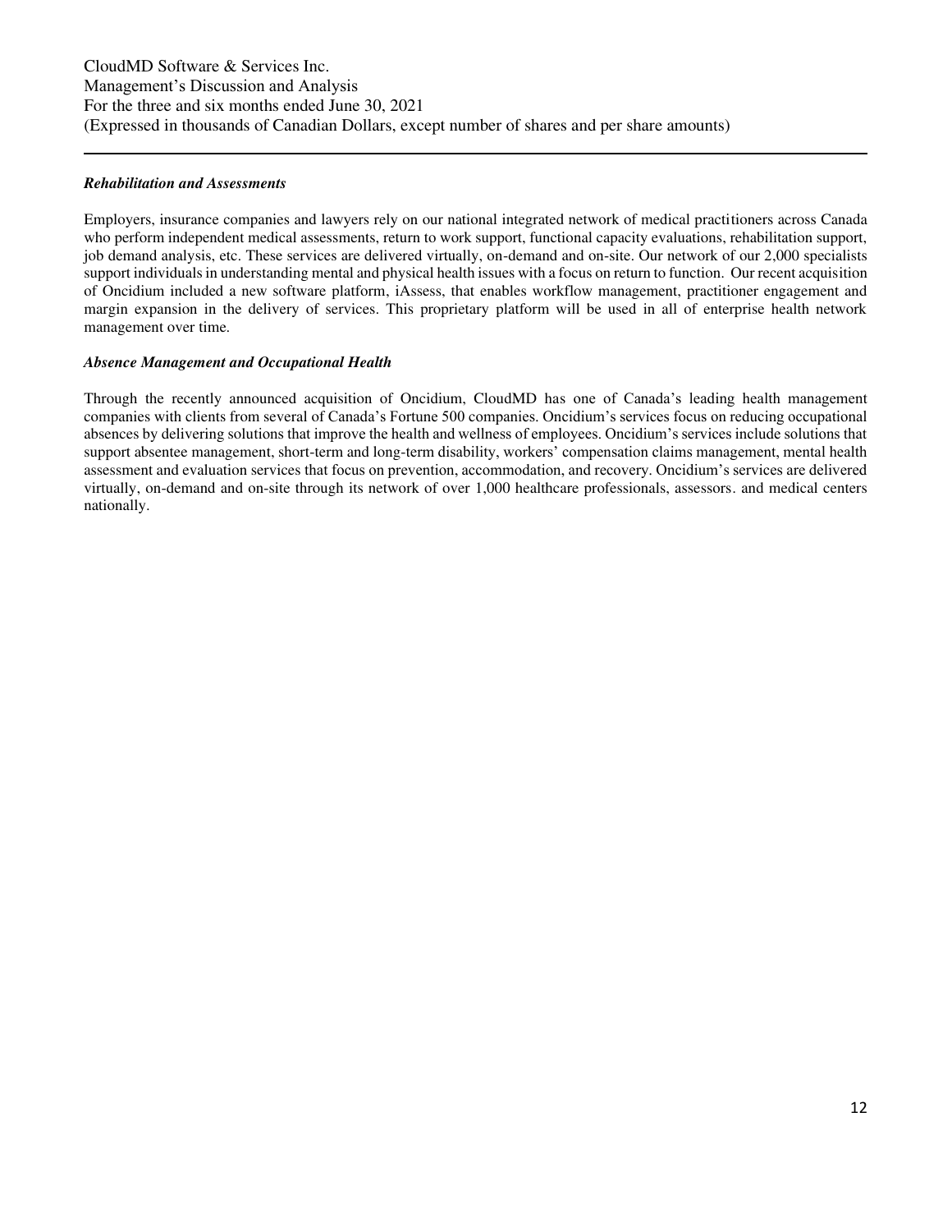***Rehabilitation and Assessments***

Employers, insurance companies and lawyers rely on our national integrated network of medical practitioners across Canada who perform independent medical assessments, return to work support, functional capacity evaluations, rehabilitation support, job demand analysis, etc. These services are delivered virtually, on-demand and on-site. Our network of our 2,000 specialists support individuals in understanding mental and physical health issues with a focus on return to function. Our recent acquisition of Oncidium included a new software platform, iAssess, that enables workflow management, practitioner engagement and margin expansion in the delivery of services. This proprietary platform will be used in all of enterprise health network management over time.

***Absence Management and Occupational Health***

Through the recently announced acquisition of Oncidium, CloudMD has one of Canada's leading health management companies with clients from several of Canada's Fortune 500 companies. Oncidium's services focus on reducing occupational absences by delivering solutions that improve the health and wellness of employees. Oncidium's services include solutions that support absentee management, short-term and long-term disability, workers' compensation claims management, mental health assessment and evaluation services that focus on prevention, accommodation, and recovery. Oncidium's services are delivered virtually, on-demand and on-site through its network of over 1,000 healthcare professionals, assessors. and medical centers nationally.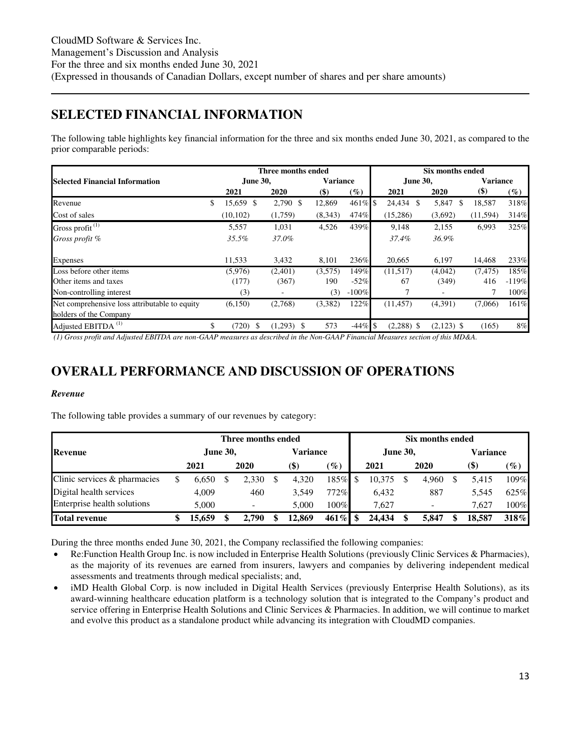CloudMD Software & Services Inc.
Management's Discussion and Analysis
For the three and six months ended June 30, 2021
(Expressed in thousands of Canadian Dollars, except number of shares and per share amounts)

# SELECTED FINANCIAL INFORMATION

The following table highlights key financial information for the three and six months ended June 30, 2021, as compared to the prior comparable periods:

| Selected Financial Information | Three months ended June 30, | | Variance | | Six months ended June 30, | | Variance | |
|---|---|---|---|---|---|---|---|---|
| | 2021 | 2020 | ($) | (%) | 2021 | 2020 | ($) | (%) |
| Revenue | $ 15,659 | $ 2,790 | $ 12,869 | 461% | $ 24,434 | $ 5,847 | $ 18,587 | 318% |
| Cost of sales | (10,102) | (1,759) | (8,343) | 474% | (15,286) | (3,692) | (11,594) | 314% |
| Gross profit (1) | 5,557 | 1,031 | 4,526 | 439% | 9,148 | 2,155 | 6,993 | 325% |
| *Gross profit %* | *35.5%* | *37.0%* | | | *37.4%* | *36.9%* | | |
| Expenses | 11,533 | 3,432 | 8,101 | 236% | 20,665 | 6,197 | 14,468 | 233% |
| Loss before other items | (5,976) | (2,401) | (3,575) | 149% | (11,517) | (4,042) | (7,475) | 185% |
| Other items and taxes | (177) | (367) | 190 | -52% | 67 | (349) | 416 | -119% |
| Non-controlling interest | (3) | - | (3) | -100% | 7 | - | 7 | 100% |
| Net comprehensive loss attributable to equity holders of the Company | (6,150) | (2,768) | (3,382) | 122% | (11,457) | (4,391) | (7,066) | 161% |
| Adjusted EBITDA (1) | $ (720) | $ (1,293) | $ 573 | -44% | $ (2,288) | $ (2,123) | $ (165) | 8% |

*(1) Gross profit and Adjusted EBITDA are non-GAAP measures as described in the Non-GAAP Financial Measures section of this MD&A.*

# OVERALL PERFORMANCE AND DISCUSSION OF OPERATIONS

***Revenue***

The following table provides a summary of our revenues by category:

| Revenue | Three months ended June 30, | | Variance | | Six months ended June 30, | | Variance | |
|---|---|---|---|---|---|---|---|---|
| | 2021 | 2020 | ($) | (%) | 2021 | 2020 | ($) | (%) |
| Clinic services & pharmacies | $ 6,650 | $ 2,330 | $ 4,320 | 185% | $ 10,375 | $ 4,960 | $ 5,415 | 109% |
| Digital health services | 4,009 | 460 | 3,549 | 772% | 6,432 | 887 | 5,545 | 625% |
| Enterprise health solutions | 5,000 | - | 5,000 | 100% | 7,627 | - | 7,627 | 100% |
| **Total revenue** | **$ 15,659** | **$ 2,790** | **$ 12,869** | **461%** | **$ 24,434** | **$ 5,847** | **$ 18,587** | **318%** |

During the three months ended June 30, 2021, the Company reclassified the following companies:

- Re:Function Health Group Inc. is now included in Enterprise Health Solutions (previously Clinic Services & Pharmacies), as the majority of its revenues are earned from insurers, lawyers and companies by delivering independent medical assessments and treatments through medical specialists; and,
- iMD Health Global Corp. is now included in Digital Health Services (previously Enterprise Health Solutions), as its award-winning healthcare education platform is a technology solution that is integrated to the Company's product and service offering in Enterprise Health Solutions and Clinic Services & Pharmacies. In addition, we will continue to market and evolve this product as a standalone product while advancing its integration with CloudMD companies.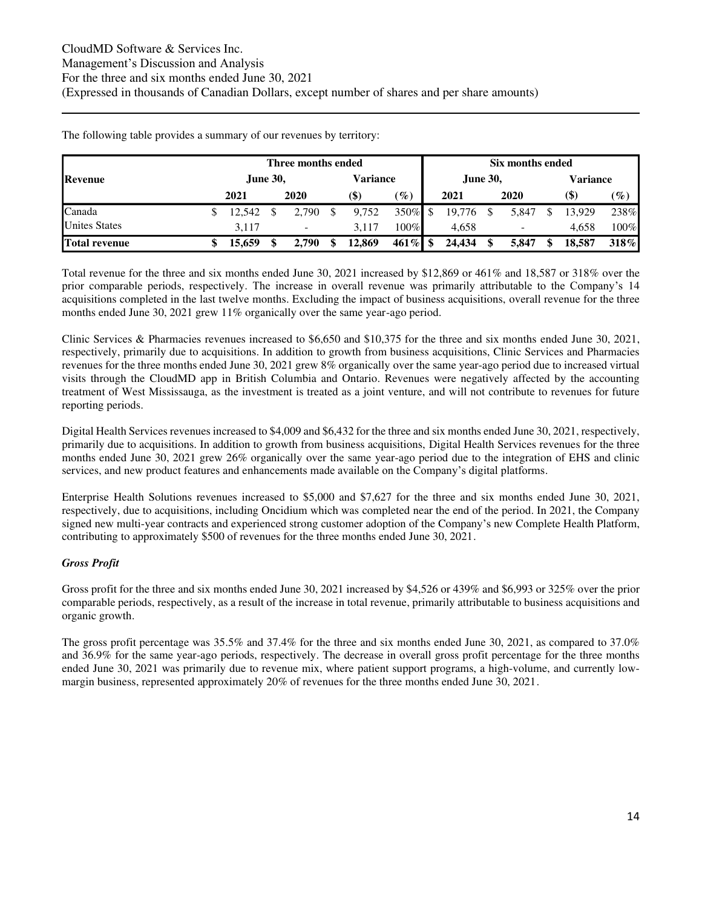The following table provides a summary of our revenues by territory:

| Revenue | Three months ended June 30, 2021 | Three months ended June 30, 2020 | Variance ($) | Variance (%) | Six months ended June 30, 2021 | Six months ended June 30, 2020 | Variance ($) | Variance (%) |
|---|---|---|---|---|---|---|---|---|
| Canada | $ 12,542 | $ 2,790 | $ 9,752 | 350% | $ 19,776 | $ 5,847 | $ 13,929 | 238% |
| Unites States | 3,117 | - | 3,117 | 100% | 4,658 | - | 4,658 | 100% |
| **Total revenue** | **$ 15,659** | **$ 2,790** | **$ 12,869** | **461%** | **$ 24,434** | **$ 5,847** | **$ 18,587** | **318%** |

Total revenue for the three and six months ended June 30, 2021 increased by $12,869 or 461% and 18,587 or 318% over the prior comparable periods, respectively. The increase in overall revenue was primarily attributable to the Company's 14 acquisitions completed in the last twelve months. Excluding the impact of business acquisitions, overall revenue for the three months ended June 30, 2021 grew 11% organically over the same year-ago period.

Clinic Services & Pharmacies revenues increased to $6,650 and $10,375 for the three and six months ended June 30, 2021, respectively, primarily due to acquisitions. In addition to growth from business acquisitions, Clinic Services and Pharmacies revenues for the three months ended June 30, 2021 grew 8% organically over the same year-ago period due to increased virtual visits through the CloudMD app in British Columbia and Ontario. Revenues were negatively affected by the accounting treatment of West Mississauga, as the investment is treated as a joint venture, and will not contribute to revenues for future reporting periods.

Digital Health Services revenues increased to $4,009 and $6,432 for the three and six months ended June 30, 2021, respectively, primarily due to acquisitions. In addition to growth from business acquisitions, Digital Health Services revenues for the three months ended June 30, 2021 grew 26% organically over the same year-ago period due to the integration of EHS and clinic services, and new product features and enhancements made available on the Company's digital platforms.

Enterprise Health Solutions revenues increased to $5,000 and $7,627 for the three and six months ended June 30, 2021, respectively, due to acquisitions, including Oncidium which was completed near the end of the period. In 2021, the Company signed new multi-year contracts and experienced strong customer adoption of the Company's new Complete Health Platform, contributing to approximately $500 of revenues for the three months ended June 30, 2021.

***Gross Profit***

Gross profit for the three and six months ended June 30, 2021 increased by $4,526 or 439% and $6,993 or 325% over the prior comparable periods, respectively, as a result of the increase in total revenue, primarily attributable to business acquisitions and organic growth.

The gross profit percentage was 35.5% and 37.4% for the three and six months ended June 30, 2021, as compared to 37.0% and 36.9% for the same year-ago periods, respectively. The decrease in overall gross profit percentage for the three months ended June 30, 2021 was primarily due to revenue mix, where patient support programs, a high-volume, and currently low-margin business, represented approximately 20% of revenues for the three months ended June 30, 2021.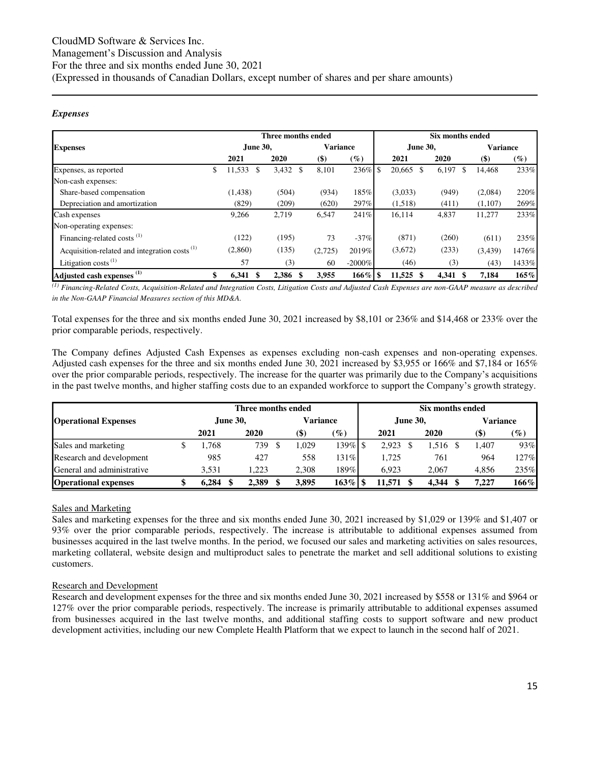### *Expenses*

| Expenses | Three months ended | | | | Six months ended | | | |
|---|---|---|---|---|---|---|---|---|
| | June 30, | | Variance | | June 30, | | Variance | |
| | 2021 | 2020 | ($) | (%) | 2021 | 2020 | ($) | (%) |
| Expenses, as reported | $ 11,533 | $ 3,432 | $ 8,101 | 236% | $ 20,665 | $ 6,197 | $ 14,468 | 233% |
| Non-cash expenses: | | | | | | | | |
| Share-based compensation | (1,438) | (504) | (934) | 185% | (3,033) | (949) | (2,084) | 220% |
| Depreciation and amortization | (829) | (209) | (620) | 297% | (1,518) | (411) | (1,107) | 269% |
| Cash expenses | 9,266 | 2,719 | 6,547 | 241% | 16,114 | 4,837 | 11,277 | 233% |
| Non-operating expenses: | | | | | | | | |
| Financing-related costs [(1)] | (122) | (195) | 73 | -37% | (871) | (260) | (611) | 235% |
| Acquisition-related and integration costs [(1)] | (2,860) | (135) | (2,725) | 2019% | (3,672) | (233) | (3,439) | 1476% |
| Litigation costs [(1)] | 57 | (3) | 60 | -2000% | (46) | (3) | (43) | 1433% |
| **Adjusted cash expenses [(1)]** | **$ 6,341** | **$ 2,386** | **$ 3,955** | **166%** | **$ 11,525** | **$ 4,341** | **$ 7,184** | **165%** |

*[(1)] Financing-Related Costs, Acquisition-Related and Integration Costs, Litigation Costs and Adjusted Cash Expenses are non-GAAP measure as described in the Non-GAAP Financial Measures section of this MD&A.*

Total expenses for the three and six months ended June 30, 2021 increased by $8,101 or 236% and $14,468 or 233% over the prior comparable periods, respectively.

The Company defines Adjusted Cash Expenses as expenses excluding non-cash expenses and non-operating expenses. Adjusted cash expenses for the three and six months ended June 30, 2021 increased by $3,955 or 166% and $7,184 or 165% over the prior comparable periods, respectively. The increase for the quarter was primarily due to the Company's acquisitions in the past twelve months, and higher staffing costs due to an expanded workforce to support the Company's growth strategy.

| Operational Expenses | Three months ended | | | | Six months ended | | | |
|---|---|---|---|---|---|---|---|---|
| | June 30, | | Variance | | June 30, | | Variance | |
| | 2021 | 2020 | ($) | (%) | 2021 | 2020 | ($) | (%) |
| Sales and marketing | $ 1,768 | 739 | $ 1,029 | 139% | $ 2,923 | $ 1,516 | $ 1,407 | 93% |
| Research and development | 985 | 427 | 558 | 131% | 1,725 | 761 | 964 | 127% |
| General and administrative | 3,531 | 1,223 | 2,308 | 189% | 6,923 | 2,067 | 4,856 | 235% |
| **Operational expenses** | **$ 6,284** | **$ 2,389** | **$ 3,895** | **163%** | **$ 11,571** | **$ 4,344** | **$ 7,227** | **166%** |

Sales and Marketing

Sales and marketing expenses for the three and six months ended June 30, 2021 increased by $1,029 or 139% and $1,407 or 93% over the prior comparable periods, respectively. The increase is attributable to additional expenses assumed from businesses acquired in the last twelve months. In the period, we focused our sales and marketing activities on sales resources, marketing collateral, website design and multiproduct sales to penetrate the market and sell additional solutions to existing customers.

Research and Development

Research and development expenses for the three and six months ended June 30, 2021 increased by $558 or 131% and $964 or 127% over the prior comparable periods, respectively. The increase is primarily attributable to additional expenses assumed from businesses acquired in the last twelve months, and additional staffing costs to support software and new product development activities, including our new Complete Health Platform that we expect to launch in the second half of 2021.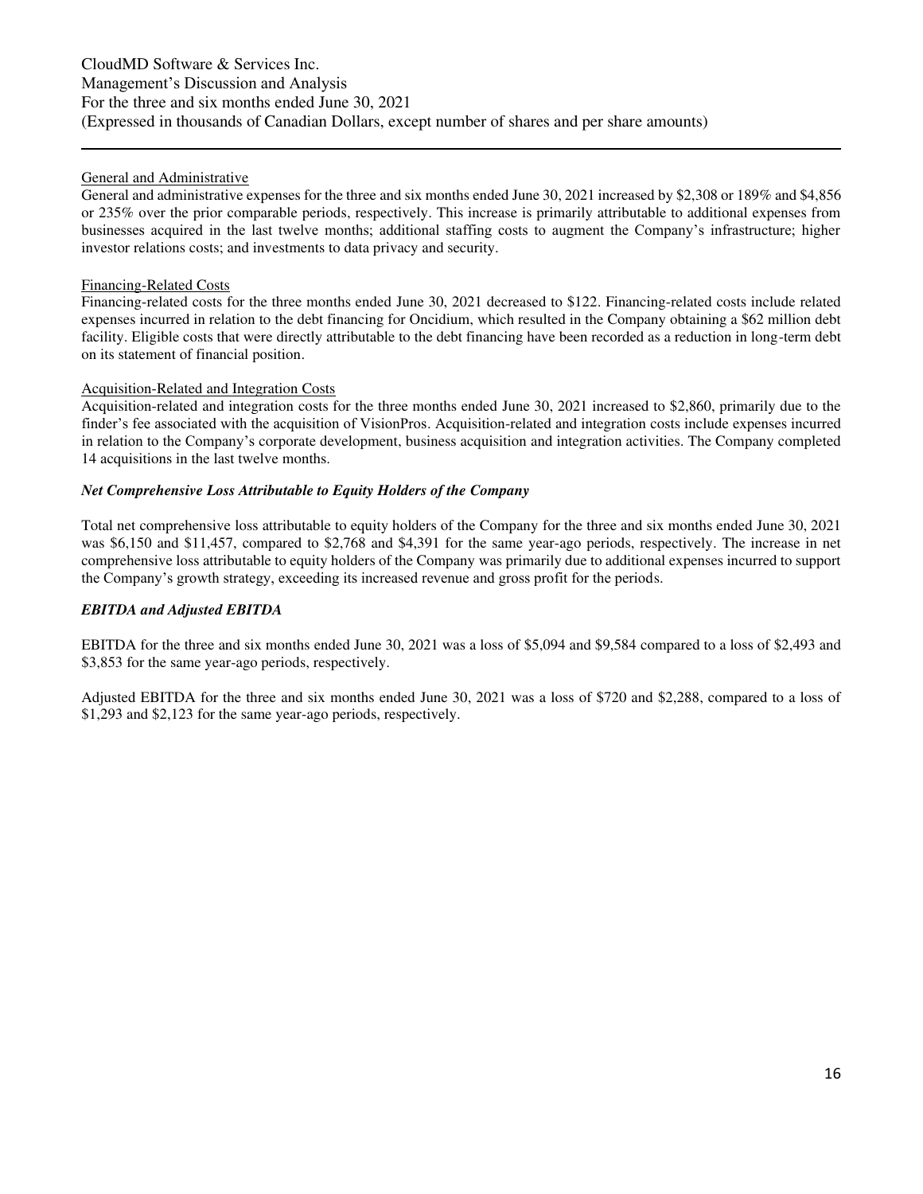### General and Administrative

General and administrative expenses for the three and six months ended June 30, 2021 increased by $2,308 or 189% and $4,856 or 235% over the prior comparable periods, respectively. This increase is primarily attributable to additional expenses from businesses acquired in the last twelve months; additional staffing costs to augment the Company's infrastructure; higher investor relations costs; and investments to data privacy and security.

### Financing-Related Costs

Financing-related costs for the three months ended June 30, 2021 decreased to $122. Financing-related costs include related expenses incurred in relation to the debt financing for Oncidium, which resulted in the Company obtaining a $62 million debt facility. Eligible costs that were directly attributable to the debt financing have been recorded as a reduction in long-term debt on its statement of financial position.

### Acquisition-Related and Integration Costs

Acquisition-related and integration costs for the three months ended June 30, 2021 increased to $2,860, primarily due to the finder's fee associated with the acquisition of VisionPros. Acquisition-related and integration costs include expenses incurred in relation to the Company's corporate development, business acquisition and integration activities. The Company completed 14 acquisitions in the last twelve months.

## *Net Comprehensive Loss Attributable to Equity Holders of the Company*

Total net comprehensive loss attributable to equity holders of the Company for the three and six months ended June 30, 2021 was $6,150 and $11,457, compared to $2,768 and $4,391 for the same year-ago periods, respectively. The increase in net comprehensive loss attributable to equity holders of the Company was primarily due to additional expenses incurred to support the Company's growth strategy, exceeding its increased revenue and gross profit for the periods.

## *EBITDA and Adjusted EBITDA*

EBITDA for the three and six months ended June 30, 2021 was a loss of $5,094 and $9,584 compared to a loss of $2,493 and $3,853 for the same year-ago periods, respectively.

Adjusted EBITDA for the three and six months ended June 30, 2021 was a loss of $720 and $2,288, compared to a loss of $1,293 and $2,123 for the same year-ago periods, respectively.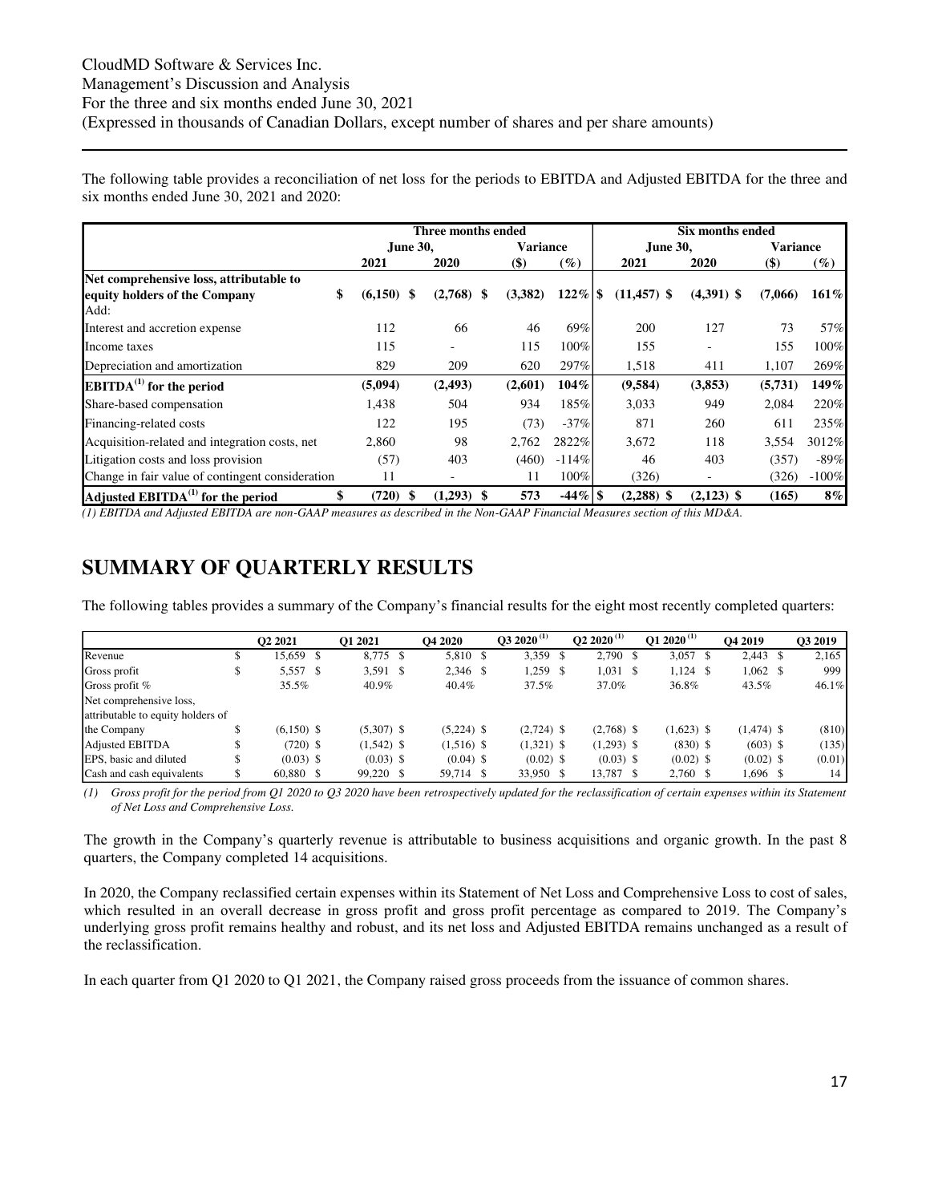The following table provides a reconciliation of net loss for the periods to EBITDA and Adjusted EBITDA for the three and six months ended June 30, 2021 and 2020:

| | Three months ended | | | | Six months ended | | | |
|---|---|---|---|---|---|---|---|---|
| | June 30, | | Variance | | June 30, | | Variance | |
| | 2021 | 2020 | ($) | (%) | 2021 | 2020 | ($) | (%) |
| **Net comprehensive loss, attributable to equity holders of the Company** | $ (6,150) | $ (2,768) | $ (3,382) | 122% | $ (11,457) | $ (4,391) | $ (7,066) | 161% |
| Add: | | | | | | | | |
| Interest and accretion expense | 112 | 66 | 46 | 69% | 200 | 127 | 73 | 57% |
| Income taxes | 115 | - | 115 | 100% | 155 | - | 155 | 100% |
| Depreciation and amortization | 829 | 209 | 620 | 297% | 1,518 | 411 | 1,107 | 269% |
| **EBITDA[(1)] for the period** | **(5,094)** | **(2,493)** | **(2,601)** | **104%** | **(9,584)** | **(3,853)** | **(5,731)** | **149%** |
| Share-based compensation | 1,438 | 504 | 934 | 185% | 3,033 | 949 | 2,084 | 220% |
| Financing-related costs | 122 | 195 | (73) | -37% | 871 | 260 | 611 | 235% |
| Acquisition-related and integration costs, net | 2,860 | 98 | 2,762 | 2822% | 3,672 | 118 | 3,554 | 3012% |
| Litigation costs and loss provision | (57) | 403 | (460) | -114% | 46 | 403 | (357) | -89% |
| Change in fair value of contingent consideration | 11 | - | 11 | 100% | (326) | - | (326) | -100% |
| **Adjusted EBITDA[(1)] for the period** | **$ (720)** | **$ (1,293)** | **$ 573** | **-44%** | **$ (2,288)** | **$ (2,123)** | **$ (165)** | **8%** |

*(1) EBITDA and Adjusted EBITDA are non-GAAP measures as described in the Non-GAAP Financial Measures section of this MD&A.*

# SUMMARY OF QUARTERLY RESULTS

The following tables provides a summary of the Company's financial results for the eight most recently completed quarters:

| | Q2 2021 | Q1 2021 | Q4 2020 | Q3 2020[(1)] | Q2 2020[(1)] | Q1 2020[(1)] | Q4 2019 | Q3 2019 |
|---|---|---|---|---|---|---|---|---|
| Revenue | $ 15,659 | $ 8,775 | $ 5,810 | $ 3,359 | $ 2,790 | $ 3,057 | $ 2,443 | $ 2,165 |
| Gross profit | $ 5,557 | $ 3,591 | $ 2,346 | $ 1,259 | $ 1,031 | $ 1,124 | $ 1,062 | $ 999 |
| Gross profit % | 35.5% | 40.9% | 40.4% | 37.5% | 37.0% | 36.8% | 43.5% | 46.1% |
| Net comprehensive loss, attributable to equity holders of the Company | $ (6,150) | $ (5,307) | $ (5,224) | $ (2,724) | $ (2,768) | $ (1,623) | $ (1,474) | $ (810) |
| Adjusted EBITDA | $ (720) | $ (1,542) | $ (1,516) | $ (1,321) | $ (1,293) | $ (830) | $ (603) | $ (135) |
| EPS, basic and diluted | $ (0.03) | $ (0.03) | $ (0.04) | $ (0.02) | $ (0.03) | $ (0.02) | $ (0.02) | $ (0.01) |
| Cash and cash equivalents | $ 60,880 | $ 99,220 | $ 59,714 | $ 33,950 | $ 13,787 | $ 2,760 | $ 1,696 | $ 14 |

*(1) Gross profit for the period from Q1 2020 to Q3 2020 have been retrospectively updated for the reclassification of certain expenses within its Statement of Net Loss and Comprehensive Loss.*

The growth in the Company's quarterly revenue is attributable to business acquisitions and organic growth. In the past 8 quarters, the Company completed 14 acquisitions.

In 2020, the Company reclassified certain expenses within its Statement of Net Loss and Comprehensive Loss to cost of sales, which resulted in an overall decrease in gross profit and gross profit percentage as compared to 2019. The Company's underlying gross profit remains healthy and robust, and its net loss and Adjusted EBITDA remains unchanged as a result of the reclassification.

In each quarter from Q1 2020 to Q1 2021, the Company raised gross proceeds from the issuance of common shares.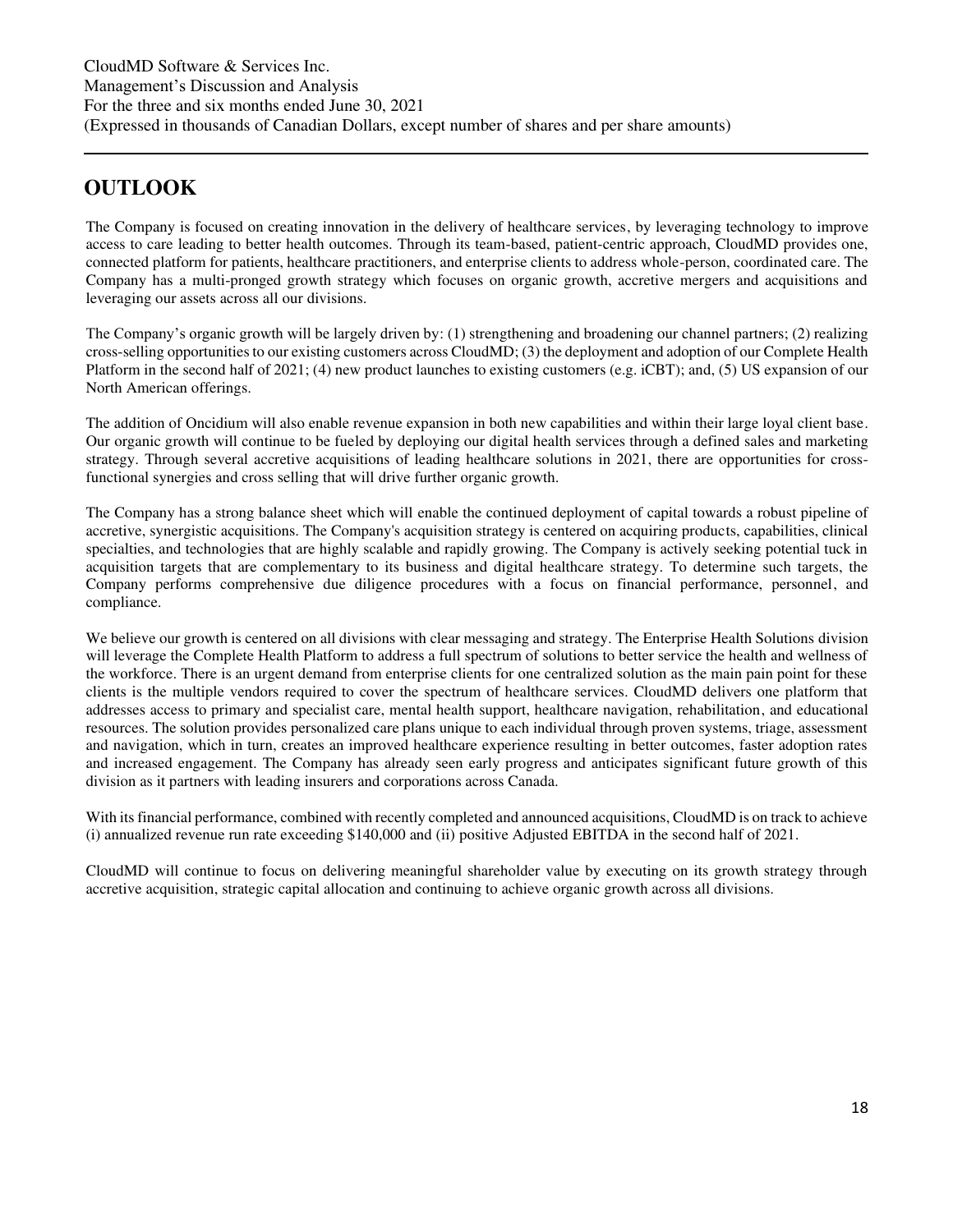# OUTLOOK

The Company is focused on creating innovation in the delivery of healthcare services, by leveraging technology to improve access to care leading to better health outcomes. Through its team-based, patient-centric approach, CloudMD provides one, connected platform for patients, healthcare practitioners, and enterprise clients to address whole-person, coordinated care. The Company has a multi-pronged growth strategy which focuses on organic growth, accretive mergers and acquisitions and leveraging our assets across all our divisions.

The Company's organic growth will be largely driven by: (1) strengthening and broadening our channel partners; (2) realizing cross-selling opportunities to our existing customers across CloudMD; (3) the deployment and adoption of our Complete Health Platform in the second half of 2021; (4) new product launches to existing customers (e.g. iCBT); and, (5) US expansion of our North American offerings.

The addition of Oncidium will also enable revenue expansion in both new capabilities and within their large loyal client base. Our organic growth will continue to be fueled by deploying our digital health services through a defined sales and marketing strategy. Through several accretive acquisitions of leading healthcare solutions in 2021, there are opportunities for cross-functional synergies and cross selling that will drive further organic growth.

The Company has a strong balance sheet which will enable the continued deployment of capital towards a robust pipeline of accretive, synergistic acquisitions. The Company's acquisition strategy is centered on acquiring products, capabilities, clinical specialties, and technologies that are highly scalable and rapidly growing. The Company is actively seeking potential tuck in acquisition targets that are complementary to its business and digital healthcare strategy. To determine such targets, the Company performs comprehensive due diligence procedures with a focus on financial performance, personnel, and compliance.

We believe our growth is centered on all divisions with clear messaging and strategy. The Enterprise Health Solutions division will leverage the Complete Health Platform to address a full spectrum of solutions to better service the health and wellness of the workforce. There is an urgent demand from enterprise clients for one centralized solution as the main pain point for these clients is the multiple vendors required to cover the spectrum of healthcare services. CloudMD delivers one platform that addresses access to primary and specialist care, mental health support, healthcare navigation, rehabilitation, and educational resources. The solution provides personalized care plans unique to each individual through proven systems, triage, assessment and navigation, which in turn, creates an improved healthcare experience resulting in better outcomes, faster adoption rates and increased engagement. The Company has already seen early progress and anticipates significant future growth of this division as it partners with leading insurers and corporations across Canada.

With its financial performance, combined with recently completed and announced acquisitions, CloudMD is on track to achieve (i) annualized revenue run rate exceeding $140,000 and (ii) positive Adjusted EBITDA in the second half of 2021.

CloudMD will continue to focus on delivering meaningful shareholder value by executing on its growth strategy through accretive acquisition, strategic capital allocation and continuing to achieve organic growth across all divisions.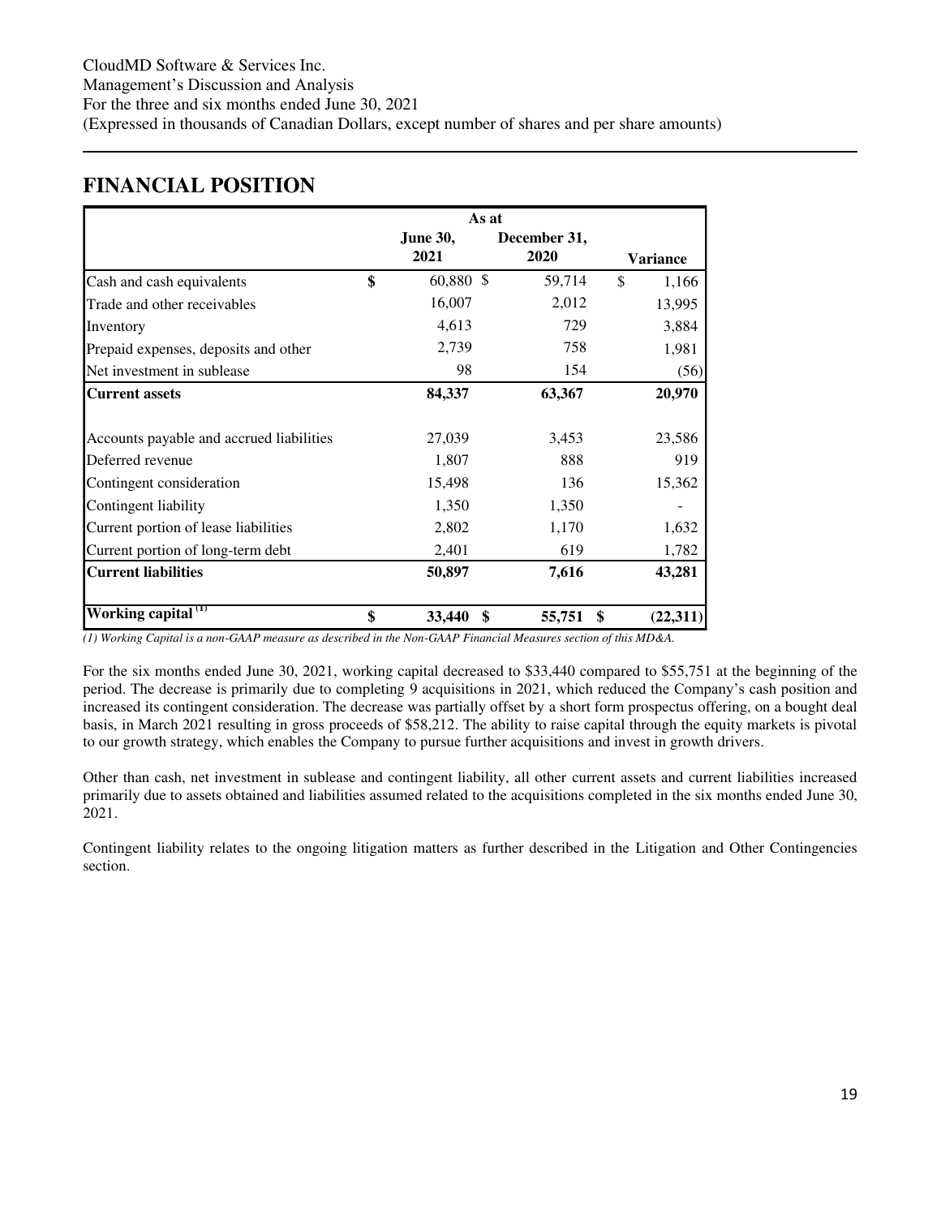## FINANCIAL POSITION

| | As at | | |
|---|---|---|---|
| | June 30, 2021 | December 31, 2020 | Variance |
| Cash and cash equivalents | $ 60,880 | $ 59,714 | $ 1,166 |
| Trade and other receivables | 16,007 | 2,012 | 13,995 |
| Inventory | 4,613 | 729 | 3,884 |
| Prepaid expenses, deposits and other | 2,739 | 758 | 1,981 |
| Net investment in sublease | 98 | 154 | (56) |
| **Current assets** | **84,337** | **63,367** | **20,970** |
| | | | |
| Accounts payable and accrued liabilities | 27,039 | 3,453 | 23,586 |
| Deferred revenue | 1,807 | 888 | 919 |
| Contingent consideration | 15,498 | 136 | 15,362 |
| Contingent liability | 1,350 | 1,350 | - |
| Current portion of lease liabilities | 2,802 | 1,170 | 1,632 |
| Current portion of long-term debt | 2,401 | 619 | 1,782 |
| **Current liabilities** | **50,897** | **7,616** | **43,281** |
| | | | |
| **Working capital (1)** | **$ 33,440** | **$ 55,751** | **$ (22,311)** |

*(1) Working Capital is a non-GAAP measure as described in the Non-GAAP Financial Measures section of this MD&A.*

For the six months ended June 30, 2021, working capital decreased to $33,440 compared to $55,751 at the beginning of the period. The decrease is primarily due to completing 9 acquisitions in 2021, which reduced the Company's cash position and increased its contingent consideration. The decrease was partially offset by a short form prospectus offering, on a bought deal basis, in March 2021 resulting in gross proceeds of $58,212. The ability to raise capital through the equity markets is pivotal to our growth strategy, which enables the Company to pursue further acquisitions and invest in growth drivers.

Other than cash, net investment in sublease and contingent liability, all other current assets and current liabilities increased primarily due to assets obtained and liabilities assumed related to the acquisitions completed in the six months ended June 30, 2021.

Contingent liability relates to the ongoing litigation matters as further described in the Litigation and Other Contingencies section.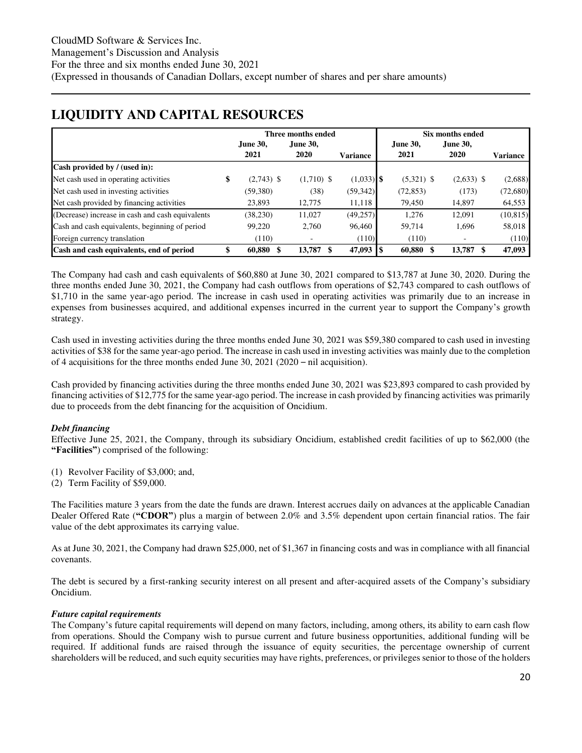## LIQUIDITY AND CAPITAL RESOURCES

| | Three months ended | | | Six months ended | | |
|---|---|---|---|---|---|---|
| | June 30, 2021 | June 30, 2020 | Variance | June 30, 2021 | June 30, 2020 | Variance |
| **Cash provided by / (used in):** | | | | | | |
| Net cash used in operating activities | $ (2,743) | $ (1,710) | $ (1,033) | $ (5,321) | $ (2,633) | $ (2,688) |
| Net cash used in investing activities | (59,380) | (38) | (59,342) | (72,853) | (173) | (72,680) |
| Net cash provided by financing activities | 23,893 | 12,775 | 11,118 | 79,450 | 14,897 | 64,553 |
| (Decrease) increase in cash and cash equivalents | (38,230) | 11,027 | (49,257) | 1,276 | 12,091 | (10,815) |
| Cash and cash equivalents, beginning of period | 99,220 | 2,760 | 96,460 | 59,714 | 1,696 | 58,018 |
| Foreign currency translation | (110) | - | (110) | (110) | - | (110) |
| **Cash and cash equivalents, end of period** | **$ 60,880** | **$ 13,787** | **$ 47,093** | **$ 60,880** | **$ 13,787** | **$ 47,093** |

The Company had cash and cash equivalents of $60,880 at June 30, 2021 compared to $13,787 at June 30, 2020. During the three months ended June 30, 2021, the Company had cash outflows from operations of $2,743 compared to cash outflows of $1,710 in the same year-ago period. The increase in cash used in operating activities was primarily due to an increase in expenses from businesses acquired, and additional expenses incurred in the current year to support the Company's growth strategy.

Cash used in investing activities during the three months ended June 30, 2021 was $59,380 compared to cash used in investing activities of $38 for the same year-ago period. The increase in cash used in investing activities was mainly due to the completion of 4 acquisitions for the three months ended June 30, 2021 (2020 – nil acquisition).

Cash provided by financing activities during the three months ended June 30, 2021 was $23,893 compared to cash provided by financing activities of $12,775 for the same year-ago period. The increase in cash provided by financing activities was primarily due to proceeds from the debt financing for the acquisition of Oncidium.

### *Debt financing*

Effective June 25, 2021, the Company, through its subsidiary Oncidium, established credit facilities of up to $62,000 (the **"Facilities"**) comprised of the following:

(1) Revolver Facility of $3,000; and,
(2) Term Facility of $59,000.

The Facilities mature 3 years from the date the funds are drawn. Interest accrues daily on advances at the applicable Canadian Dealer Offered Rate (**"CDOR"**) plus a margin of between 2.0% and 3.5% dependent upon certain financial ratios. The fair value of the debt approximates its carrying value.

As at June 30, 2021, the Company had drawn $25,000, net of $1,367 in financing costs and was in compliance with all financial covenants.

The debt is secured by a first-ranking security interest on all present and after-acquired assets of the Company's subsidiary Oncidium.

### *Future capital requirements*

The Company's future capital requirements will depend on many factors, including, among others, its ability to earn cash flow from operations. Should the Company wish to pursue current and future business opportunities, additional funding will be required. If additional funds are raised through the issuance of equity securities, the percentage ownership of current shareholders will be reduced, and such equity securities may have rights, preferences, or privileges senior to those of the holders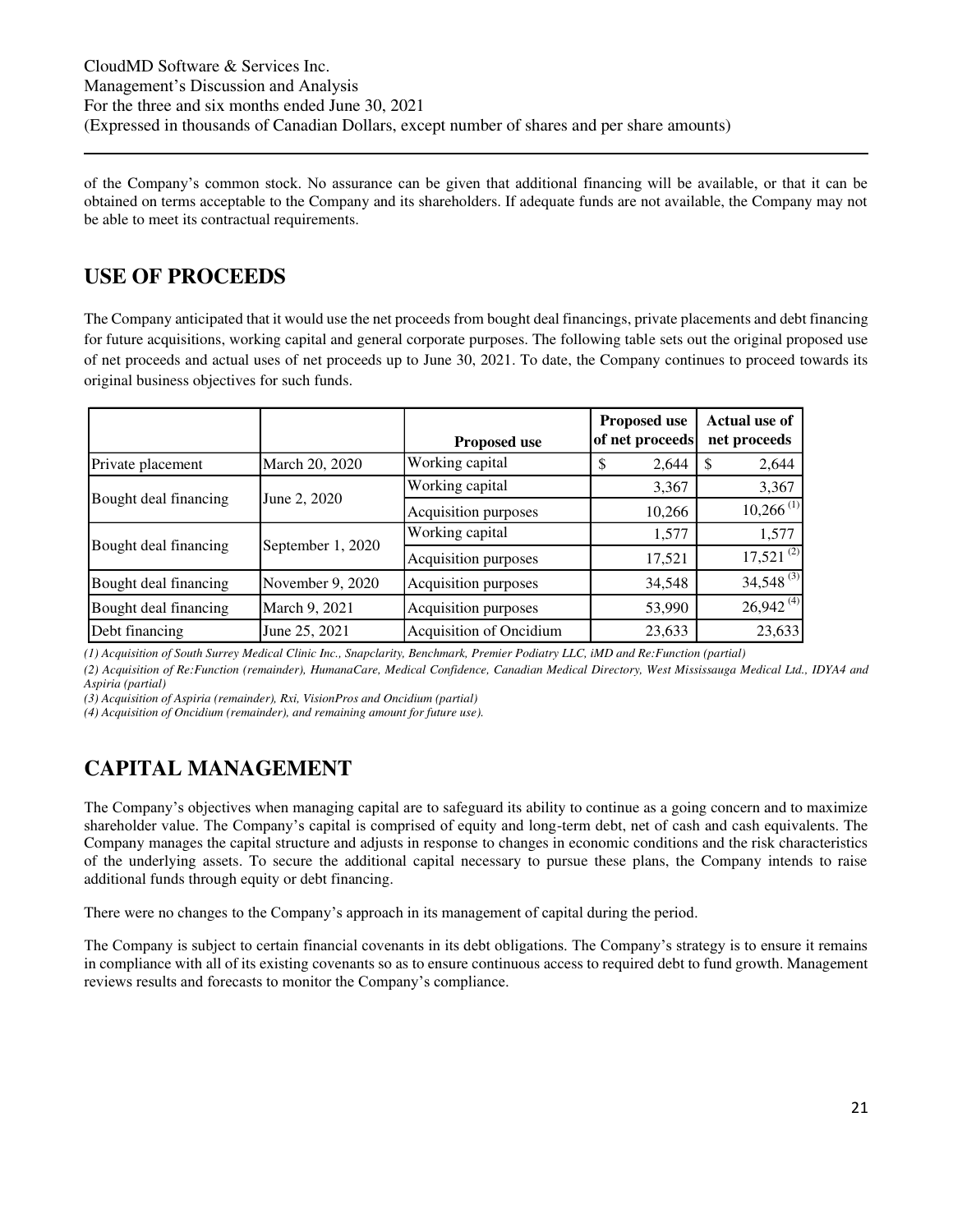of the Company's common stock. No assurance can be given that additional financing will be available, or that it can be obtained on terms acceptable to the Company and its shareholders. If adequate funds are not available, the Company may not be able to meet its contractual requirements.

## USE OF PROCEEDS

The Company anticipated that it would use the net proceeds from bought deal financings, private placements and debt financing for future acquisitions, working capital and general corporate purposes. The following table sets out the original proposed use of net proceeds and actual uses of net proceeds up to June 30, 2021. To date, the Company continues to proceed towards its original business objectives for such funds.

| | | Proposed use | Proposed use of net proceeds | Actual use of net proceeds |
|---|---|---|---|---|
| Private placement | March 20, 2020 | Working capital | $ 2,644 | $ 2,644 |
| Bought deal financing | June 2, 2020 | Working capital | 3,367 | 3,367 |
| | | Acquisition purposes | 10,266 | 10,266 (1) |
| Bought deal financing | September 1, 2020 | Working capital | 1,577 | 1,577 |
| | | Acquisition purposes | 17,521 | 17,521 (2) |
| Bought deal financing | November 9, 2020 | Acquisition purposes | 34,548 | 34,548 (3) |
| Bought deal financing | March 9, 2021 | Acquisition purposes | 53,990 | 26,942 (4) |
| Debt financing | June 25, 2021 | Acquisition of Oncidium | 23,633 | 23,633 |

*(1) Acquisition of South Surrey Medical Clinic Inc., Snapclarity, Benchmark, Premier Podiatry LLC, iMD and Re:Function (partial)*

*(2) Acquisition of Re:Function (remainder), HumanaCare, Medical Confidence, Canadian Medical Directory, West Mississauga Medical Ltd., IDYA4 and Aspiria (partial)*

*(3) Acquisition of Aspiria (remainder), Rxi, VisionPros and Oncidium (partial)*

*(4) Acquisition of Oncidium (remainder), and remaining amount for future use).*

## CAPITAL MANAGEMENT

The Company's objectives when managing capital are to safeguard its ability to continue as a going concern and to maximize shareholder value. The Company's capital is comprised of equity and long-term debt, net of cash and cash equivalents. The Company manages the capital structure and adjusts in response to changes in economic conditions and the risk characteristics of the underlying assets. To secure the additional capital necessary to pursue these plans, the Company intends to raise additional funds through equity or debt financing.

There were no changes to the Company's approach in its management of capital during the period.

The Company is subject to certain financial covenants in its debt obligations. The Company's strategy is to ensure it remains in compliance with all of its existing covenants so as to ensure continuous access to required debt to fund growth. Management reviews results and forecasts to monitor the Company's compliance.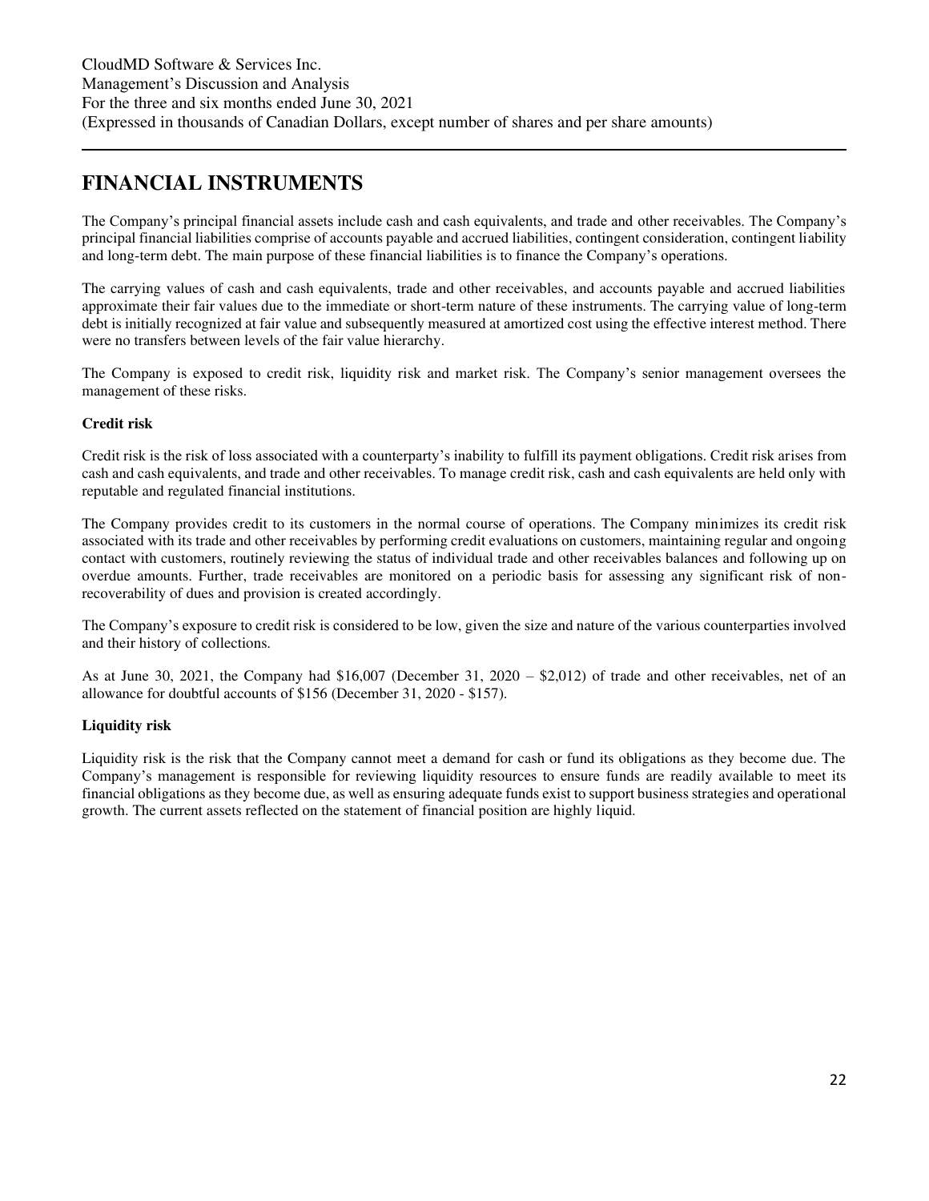# FINANCIAL INSTRUMENTS

The Company's principal financial assets include cash and cash equivalents, and trade and other receivables. The Company's principal financial liabilities comprise of accounts payable and accrued liabilities, contingent consideration, contingent liability and long-term debt. The main purpose of these financial liabilities is to finance the Company's operations.

The carrying values of cash and cash equivalents, trade and other receivables, and accounts payable and accrued liabilities approximate their fair values due to the immediate or short-term nature of these instruments. The carrying value of long-term debt is initially recognized at fair value and subsequently measured at amortized cost using the effective interest method. There were no transfers between levels of the fair value hierarchy.

The Company is exposed to credit risk, liquidity risk and market risk. The Company's senior management oversees the management of these risks.

**Credit risk**

Credit risk is the risk of loss associated with a counterparty's inability to fulfill its payment obligations. Credit risk arises from cash and cash equivalents, and trade and other receivables. To manage credit risk, cash and cash equivalents are held only with reputable and regulated financial institutions.

The Company provides credit to its customers in the normal course of operations. The Company minimizes its credit risk associated with its trade and other receivables by performing credit evaluations on customers, maintaining regular and ongoing contact with customers, routinely reviewing the status of individual trade and other receivables balances and following up on overdue amounts. Further, trade receivables are monitored on a periodic basis for assessing any significant risk of non-recoverability of dues and provision is created accordingly.

The Company's exposure to credit risk is considered to be low, given the size and nature of the various counterparties involved and their history of collections.

As at June 30, 2021, the Company had $16,007 (December 31, 2020 – $2,012) of trade and other receivables, net of an allowance for doubtful accounts of $156 (December 31, 2020 - $157).

**Liquidity risk**

Liquidity risk is the risk that the Company cannot meet a demand for cash or fund its obligations as they become due. The Company's management is responsible for reviewing liquidity resources to ensure funds are readily available to meet its financial obligations as they become due, as well as ensuring adequate funds exist to support business strategies and operational growth. The current assets reflected on the statement of financial position are highly liquid.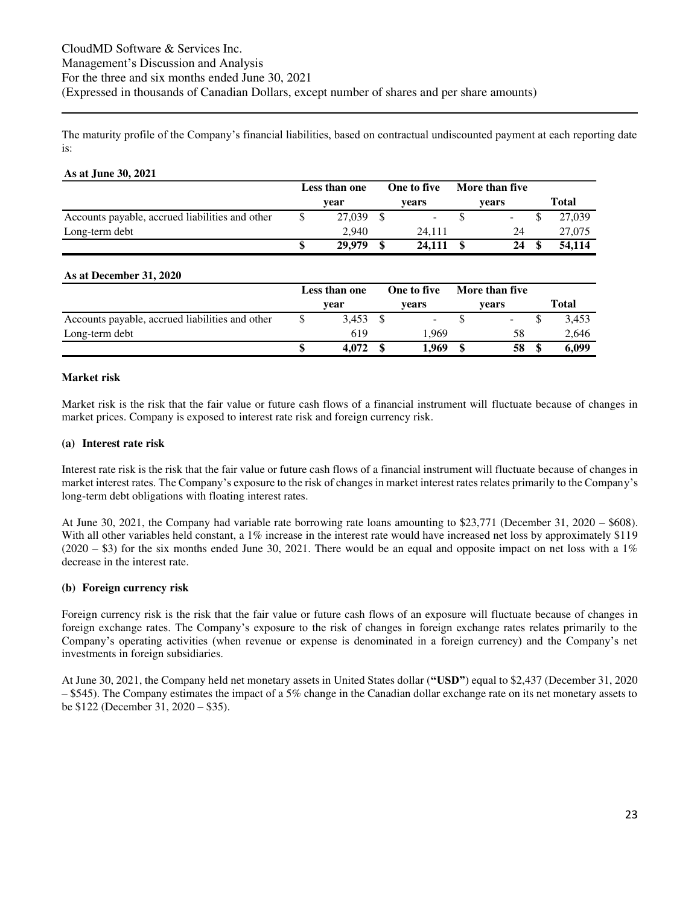The maturity profile of the Company's financial liabilities, based on contractual undiscounted payment at each reporting date is:

**As at June 30, 2021**

| | Less than one year | One to five years | More than five years | Total |
|---|---|---|---|---|
| Accounts payable, accrued liabilities and other | $ 27,039 | $ - | $ - | $ 27,039 |
| Long-term debt | 2,940 | 24,111 | 24 | 27,075 |
| | **$ 29,979** | **$ 24,111** | **$ 24** | **$ 54,114** |

**As at December 31, 2020**

| | Less than one year | One to five years | More than five years | Total |
|---|---|---|---|---|
| Accounts payable, accrued liabilities and other | $ 3,453 | $ - | $ - | $ 3,453 |
| Long-term debt | 619 | 1,969 | 58 | 2,646 |
| | **$ 4,072** | **$ 1,969** | **$ 58** | **$ 6,099** |

**Market risk**

Market risk is the risk that the fair value or future cash flows of a financial instrument will fluctuate because of changes in market prices. Company is exposed to interest rate risk and foreign currency risk.

**(a) Interest rate risk**

Interest rate risk is the risk that the fair value or future cash flows of a financial instrument will fluctuate because of changes in market interest rates. The Company's exposure to the risk of changes in market interest rates relates primarily to the Company's long-term debt obligations with floating interest rates.

At June 30, 2021, the Company had variable rate borrowing rate loans amounting to $23,771 (December 31, 2020 – $608). With all other variables held constant, a 1% increase in the interest rate would have increased net loss by approximately $119 (2020 – $3) for the six months ended June 30, 2021. There would be an equal and opposite impact on net loss with a 1% decrease in the interest rate.

**(b) Foreign currency risk**

Foreign currency risk is the risk that the fair value or future cash flows of an exposure will fluctuate because of changes in foreign exchange rates. The Company's exposure to the risk of changes in foreign exchange rates relates primarily to the Company's operating activities (when revenue or expense is denominated in a foreign currency) and the Company's net investments in foreign subsidiaries.

At June 30, 2021, the Company held net monetary assets in United States dollar (**"USD"**) equal to $2,437 (December 31, 2020 – $545). The Company estimates the impact of a 5% change in the Canadian dollar exchange rate on its net monetary assets to be $122 (December 31, 2020 – $35).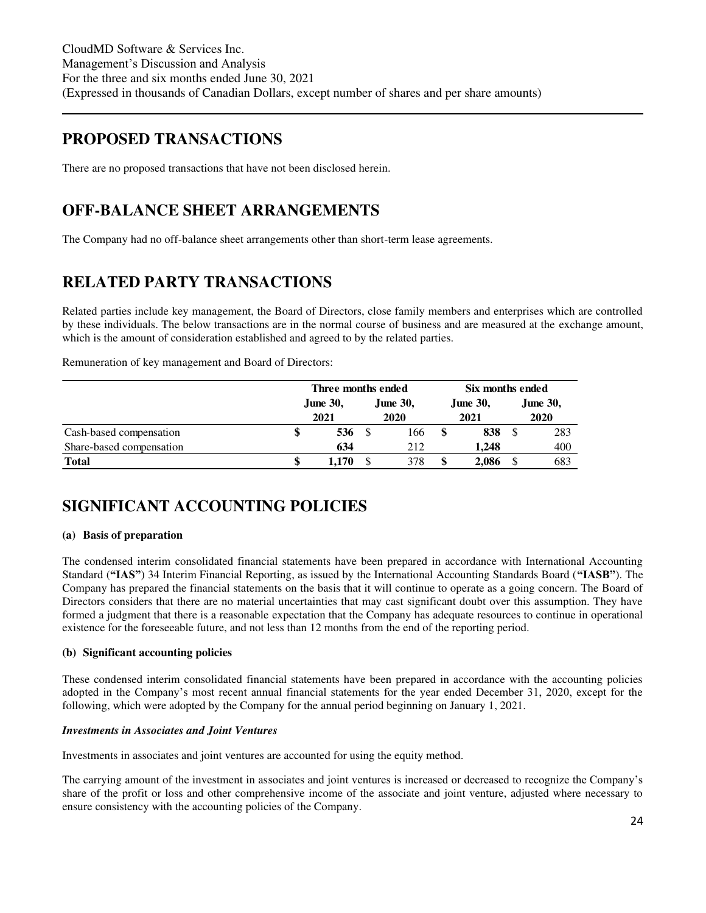## PROPOSED TRANSACTIONS

There are no proposed transactions that have not been disclosed herein.

## OFF-BALANCE SHEET ARRANGEMENTS

The Company had no off-balance sheet arrangements other than short-term lease agreements.

## RELATED PARTY TRANSACTIONS

Related parties include key management, the Board of Directors, close family members and enterprises which are controlled by these individuals. The below transactions are in the normal course of business and are measured at the exchange amount, which is the amount of consideration established and agreed to by the related parties.

Remuneration of key management and Board of Directors:

| | Three months ended | | Six months ended | |
|---|---|---|---|---|
| | **June 30, 2021** | **June 30, 2020** | **June 30, 2021** | **June 30, 2020** |
| Cash-based compensation | **$ 536** | $ 166 | **$ 838** | $ 283 |
| Share-based compensation | **634** | 212 | **1,248** | 400 |
| **Total** | **$ 1,170** | $ 378 | **$ 2,086** | $ 683 |

## SIGNIFICANT ACCOUNTING POLICIES

**(a) Basis of preparation**

The condensed interim consolidated financial statements have been prepared in accordance with International Accounting Standard (**"IAS"**) 34 Interim Financial Reporting, as issued by the International Accounting Standards Board (**"IASB"**). The Company has prepared the financial statements on the basis that it will continue to operate as a going concern. The Board of Directors considers that there are no material uncertainties that may cast significant doubt over this assumption. They have formed a judgment that there is a reasonable expectation that the Company has adequate resources to continue in operational existence for the foreseeable future, and not less than 12 months from the end of the reporting period.

**(b) Significant accounting policies**

These condensed interim consolidated financial statements have been prepared in accordance with the accounting policies adopted in the Company's most recent annual financial statements for the year ended December 31, 2020, except for the following, which were adopted by the Company for the annual period beginning on January 1, 2021.

***Investments in Associates and Joint Ventures***

Investments in associates and joint ventures are accounted for using the equity method.

The carrying amount of the investment in associates and joint ventures is increased or decreased to recognize the Company's share of the profit or loss and other comprehensive income of the associate and joint venture, adjusted where necessary to ensure consistency with the accounting policies of the Company.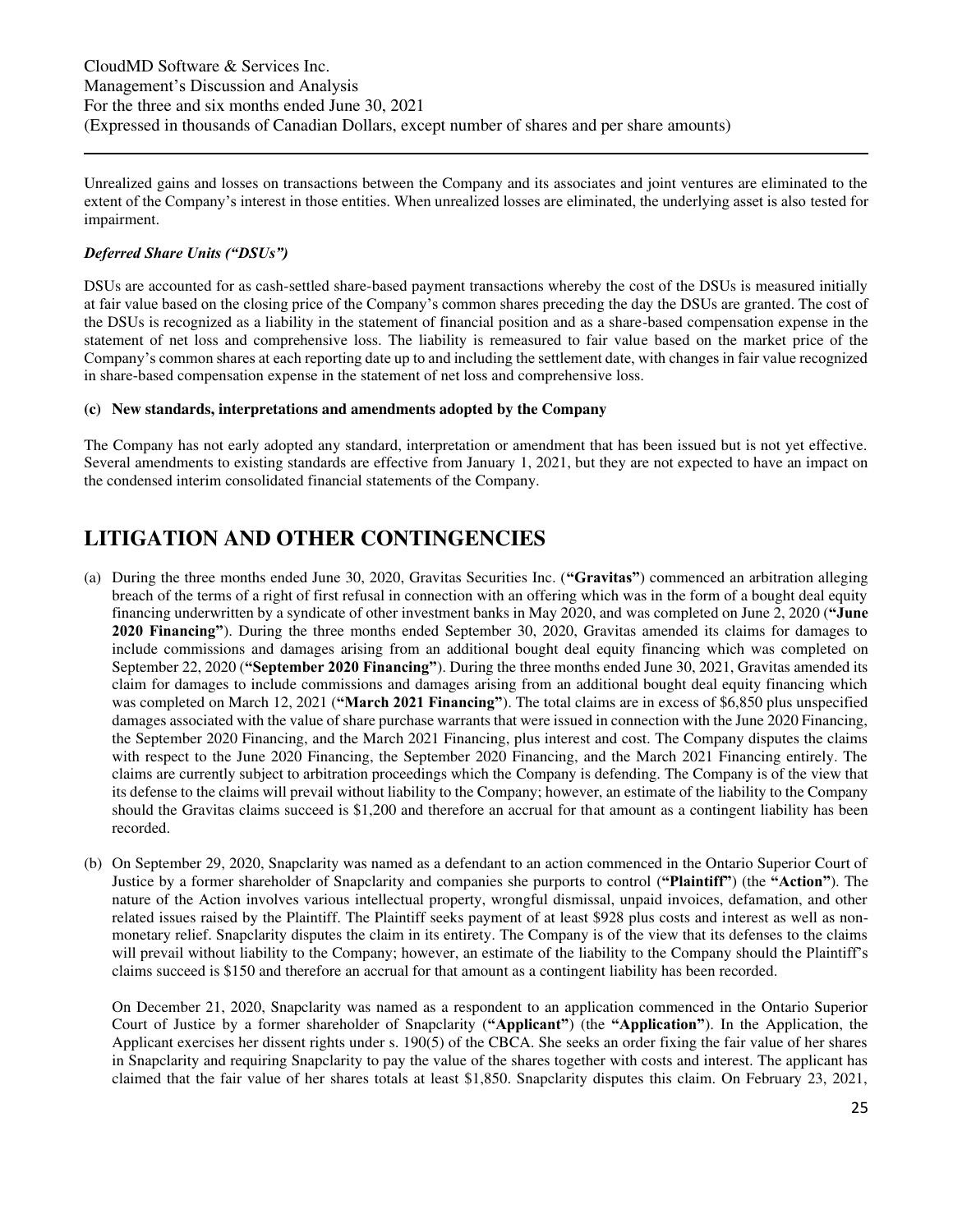Unrealized gains and losses on transactions between the Company and its associates and joint ventures are eliminated to the extent of the Company's interest in those entities. When unrealized losses are eliminated, the underlying asset is also tested for impairment.

***Deferred Share Units ("DSUs")***

DSUs are accounted for as cash-settled share-based payment transactions whereby the cost of the DSUs is measured initially at fair value based on the closing price of the Company's common shares preceding the day the DSUs are granted. The cost of the DSUs is recognized as a liability in the statement of financial position and as a share-based compensation expense in the statement of net loss and comprehensive loss. The liability is remeasured to fair value based on the market price of the Company's common shares at each reporting date up to and including the settlement date, with changes in fair value recognized in share-based compensation expense in the statement of net loss and comprehensive loss.

**(c) New standards, interpretations and amendments adopted by the Company**

The Company has not early adopted any standard, interpretation or amendment that has been issued but is not yet effective. Several amendments to existing standards are effective from January 1, 2021, but they are not expected to have an impact on the condensed interim consolidated financial statements of the Company.

# LITIGATION AND OTHER CONTINGENCIES

(a) During the three months ended June 30, 2020, Gravitas Securities Inc. (**"Gravitas"**) commenced an arbitration alleging breach of the terms of a right of first refusal in connection with an offering which was in the form of a bought deal equity financing underwritten by a syndicate of other investment banks in May 2020, and was completed on June 2, 2020 (**"June 2020 Financing"**). During the three months ended September 30, 2020, Gravitas amended its claims for damages to include commissions and damages arising from an additional bought deal equity financing which was completed on September 22, 2020 (**"September 2020 Financing"**). During the three months ended June 30, 2021, Gravitas amended its claim for damages to include commissions and damages arising from an additional bought deal equity financing which was completed on March 12, 2021 (**"March 2021 Financing"**). The total claims are in excess of $6,850 plus unspecified damages associated with the value of share purchase warrants that were issued in connection with the June 2020 Financing, the September 2020 Financing, and the March 2021 Financing, plus interest and cost. The Company disputes the claims with respect to the June 2020 Financing, the September 2020 Financing, and the March 2021 Financing entirely. The claims are currently subject to arbitration proceedings which the Company is defending. The Company is of the view that its defense to the claims will prevail without liability to the Company; however, an estimate of the liability to the Company should the Gravitas claims succeed is $1,200 and therefore an accrual for that amount as a contingent liability has been recorded.

(b) On September 29, 2020, Snapclarity was named as a defendant to an action commenced in the Ontario Superior Court of Justice by a former shareholder of Snapclarity and companies she purports to control (**"Plaintiff"**) (the **"Action"**). The nature of the Action involves various intellectual property, wrongful dismissal, unpaid invoices, defamation, and other related issues raised by the Plaintiff. The Plaintiff seeks payment of at least $928 plus costs and interest as well as non-monetary relief. Snapclarity disputes the claim in its entirety. The Company is of the view that its defenses to the claims will prevail without liability to the Company; however, an estimate of the liability to the Company should the Plaintiff's claims succeed is $150 and therefore an accrual for that amount as a contingent liability has been recorded.

    On December 21, 2020, Snapclarity was named as a respondent to an application commenced in the Ontario Superior Court of Justice by a former shareholder of Snapclarity (**"Applicant"**) (the **"Application"**). In the Application, the Applicant exercises her dissent rights under s. 190(5) of the CBCA. She seeks an order fixing the fair value of her shares in Snapclarity and requiring Snapclarity to pay the value of the shares together with costs and interest. The applicant has claimed that the fair value of her shares totals at least $1,850. Snapclarity disputes this claim. On February 23, 2021,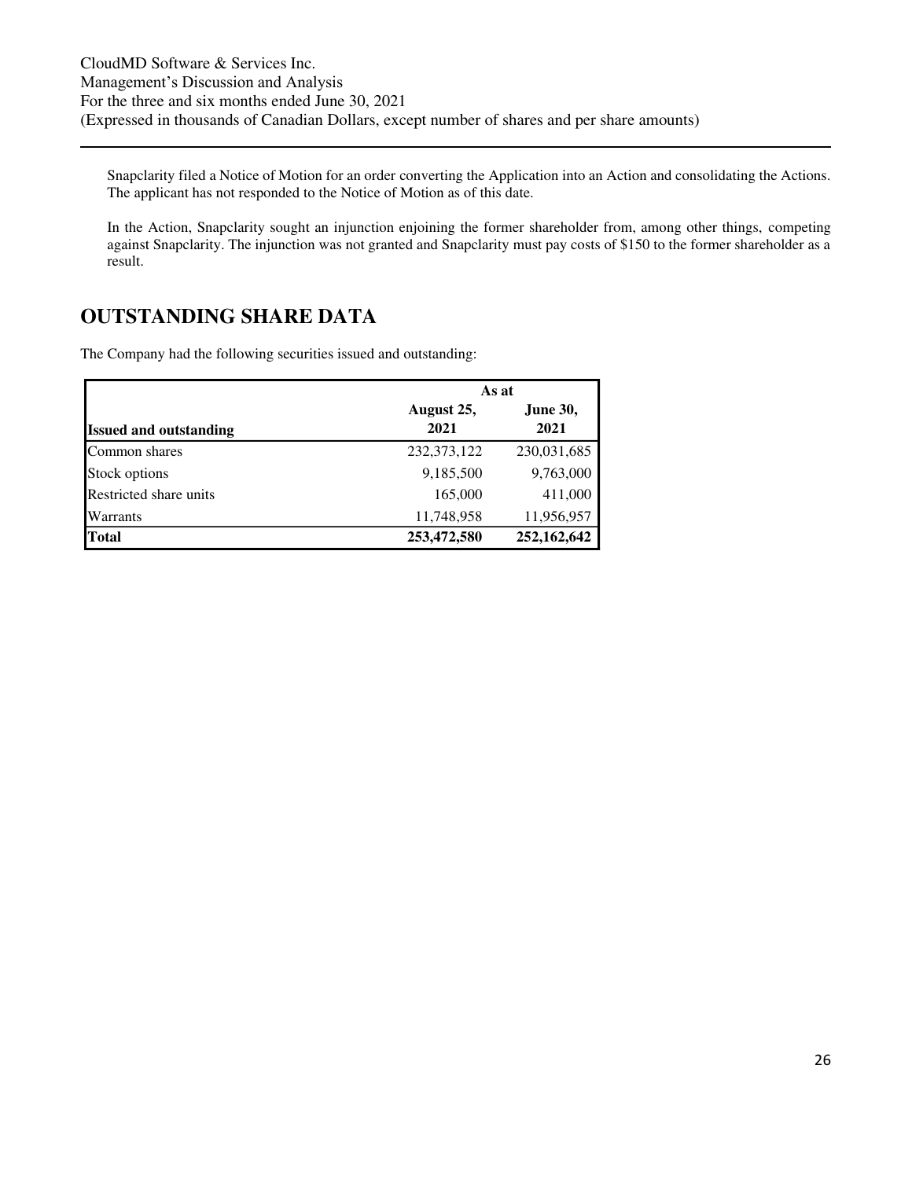Snapclarity filed a Notice of Motion for an order converting the Application into an Action and consolidating the Actions. The applicant has not responded to the Notice of Motion as of this date.

In the Action, Snapclarity sought an injunction enjoining the former shareholder from, among other things, competing against Snapclarity. The injunction was not granted and Snapclarity must pay costs of $150 to the former shareholder as a result.

# OUTSTANDING SHARE DATA

The Company had the following securities issued and outstanding:

| | As at | |
|---|---|---|
| **Issued and outstanding** | **August 25, 2021** | **June 30, 2021** |
| Common shares | 232,373,122 | 230,031,685 |
| Stock options | 9,185,500 | 9,763,000 |
| Restricted share units | 165,000 | 411,000 |
| Warrants | 11,748,958 | 11,956,957 |
| **Total** | **253,472,580** | **252,162,642** |